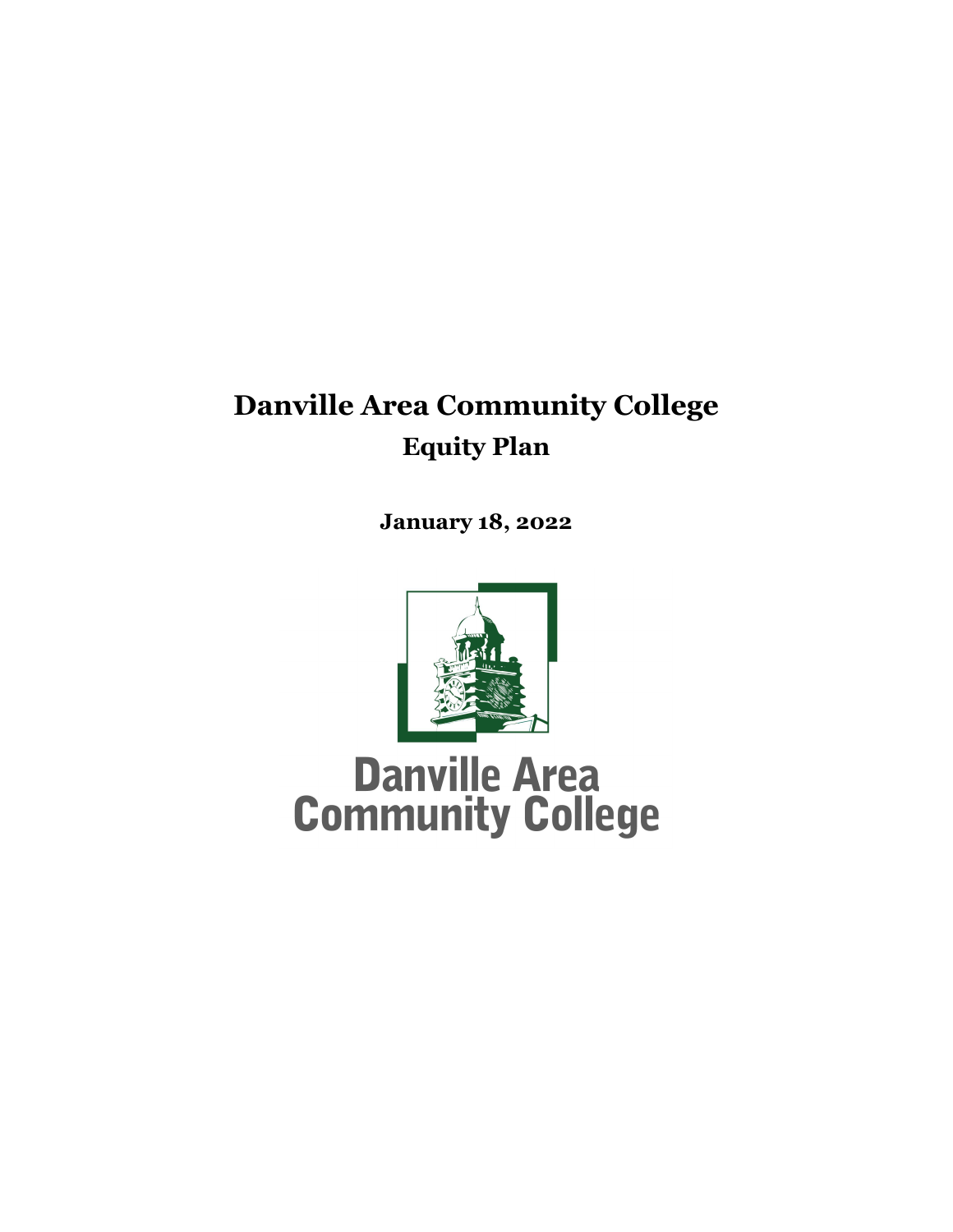# Danville Area Community College

## Equity Plan

**January 18, 2022**

Danville Area Community College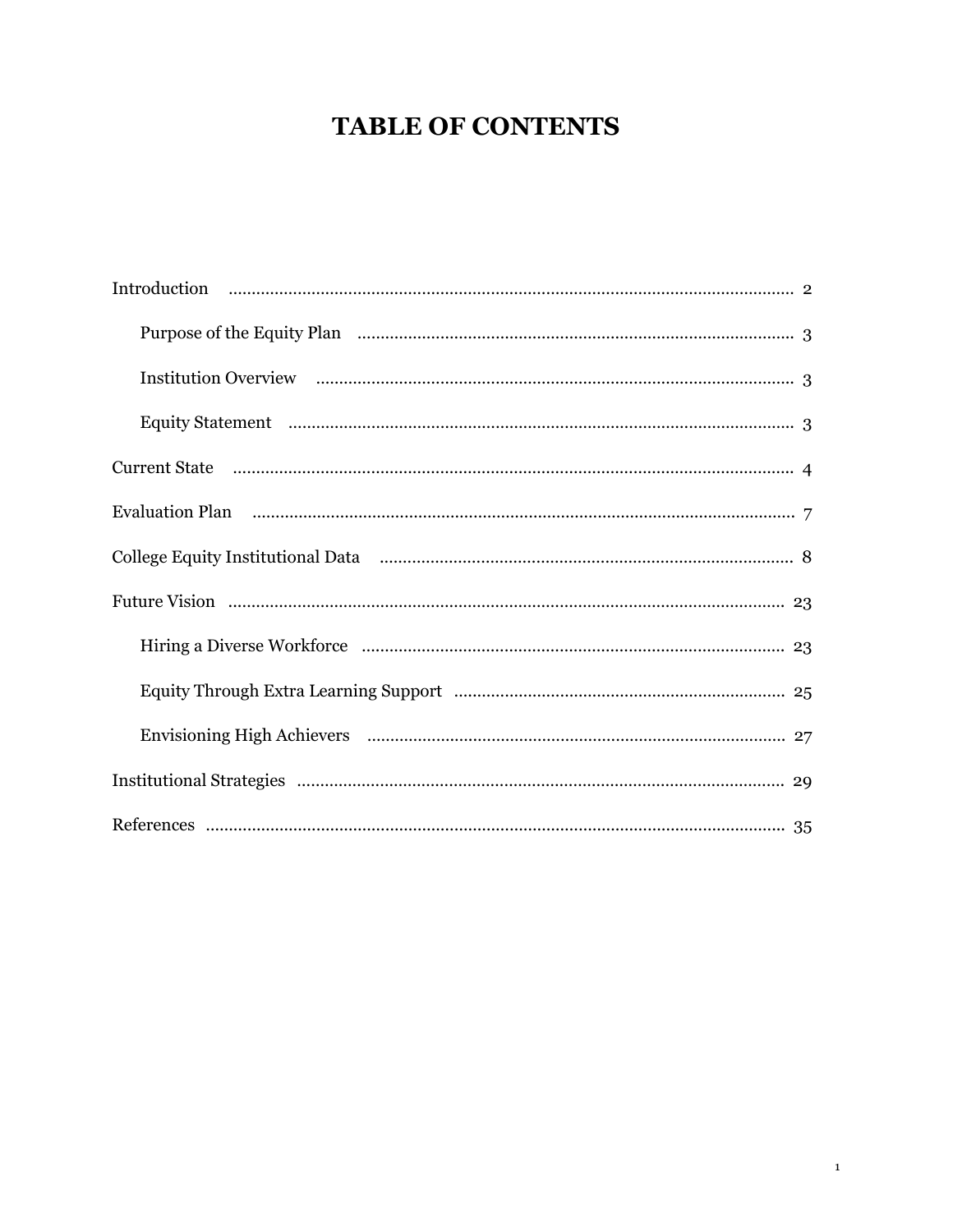# TABLE OF CONTENTS

- Introduction ........ 2
  - Purpose of the Equity Plan ........ 3
  - Institution Overview ........ 3
  - Equity Statement ........ 3
- Current State ........ 4
- Evaluation Plan ........ 7
- College Equity Institutional Data ........ 8
- Future Vision ........ 23
  - Hiring a Diverse Workforce ........ 23
  - Equity Through Extra Learning Support ........ 25
  - Envisioning High Achievers ........ 27
- Institutional Strategies ........ 29
- References ........ 35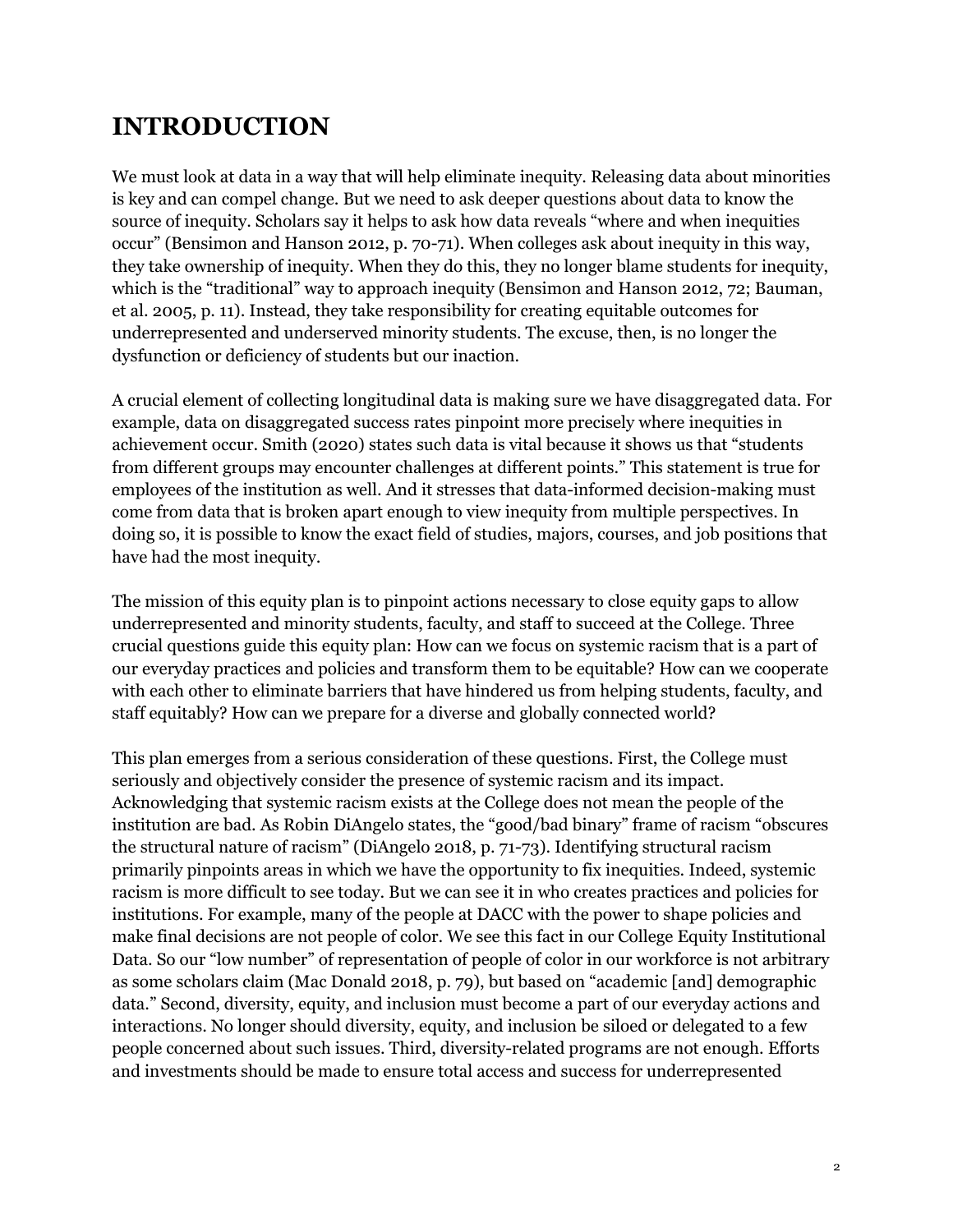# INTRODUCTION

We must look at data in a way that will help eliminate inequity. Releasing data about minorities is key and can compel change. But we need to ask deeper questions about data to know the source of inequity. Scholars say it helps to ask how data reveals "where and when inequities occur" (Bensimon and Hanson 2012, p. 70-71). When colleges ask about inequity in this way, they take ownership of inequity. When they do this, they no longer blame students for inequity, which is the "traditional" way to approach inequity (Bensimon and Hanson 2012, 72; Bauman, et al. 2005, p. 11). Instead, they take responsibility for creating equitable outcomes for underrepresented and underserved minority students. The excuse, then, is no longer the dysfunction or deficiency of students but our inaction.

A crucial element of collecting longitudinal data is making sure we have disaggregated data. For example, data on disaggregated success rates pinpoint more precisely where inequities in achievement occur. Smith (2020) states such data is vital because it shows us that "students from different groups may encounter challenges at different points." This statement is true for employees of the institution as well. And it stresses that data-informed decision-making must come from data that is broken apart enough to view inequity from multiple perspectives. In doing so, it is possible to know the exact field of studies, majors, courses, and job positions that have had the most inequity.

The mission of this equity plan is to pinpoint actions necessary to close equity gaps to allow underrepresented and minority students, faculty, and staff to succeed at the College. Three crucial questions guide this equity plan: How can we focus on systemic racism that is a part of our everyday practices and policies and transform them to be equitable? How can we cooperate with each other to eliminate barriers that have hindered us from helping students, faculty, and staff equitably? How can we prepare for a diverse and globally connected world?

This plan emerges from a serious consideration of these questions. First, the College must seriously and objectively consider the presence of systemic racism and its impact. Acknowledging that systemic racism exists at the College does not mean the people of the institution are bad. As Robin DiAngelo states, the "good/bad binary" frame of racism "obscures the structural nature of racism" (DiAngelo 2018, p. 71-73). Identifying structural racism primarily pinpoints areas in which we have the opportunity to fix inequities. Indeed, systemic racism is more difficult to see today. But we can see it in who creates practices and policies for institutions. For example, many of the people at DACC with the power to shape policies and make final decisions are not people of color. We see this fact in our College Equity Institutional Data. So our "low number" of representation of people of color in our workforce is not arbitrary as some scholars claim (Mac Donald 2018, p. 79), but based on "academic [and] demographic data." Second, diversity, equity, and inclusion must become a part of our everyday actions and interactions. No longer should diversity, equity, and inclusion be siloed or delegated to a few people concerned about such issues. Third, diversity-related programs are not enough. Efforts and investments should be made to ensure total access and success for underrepresented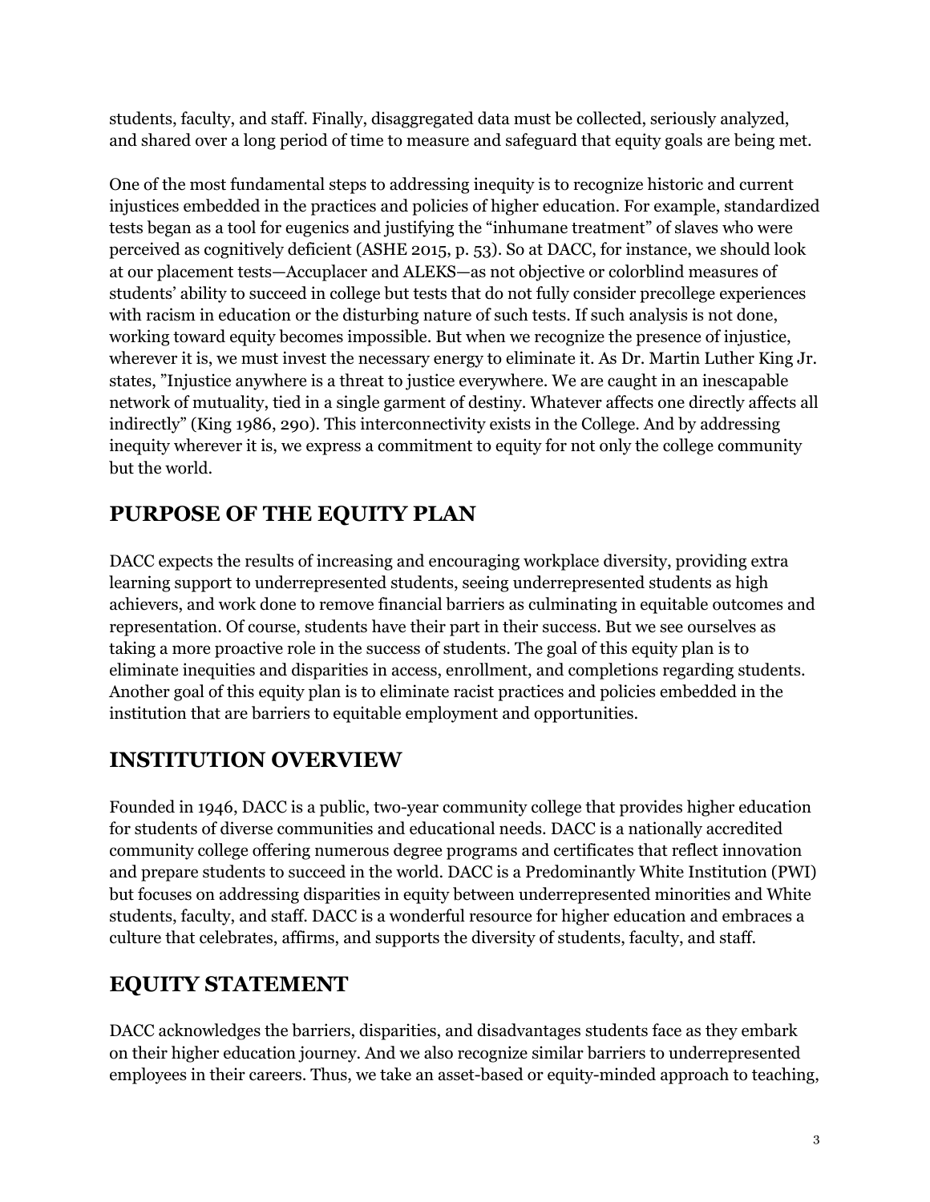students, faculty, and staff. Finally, disaggregated data must be collected, seriously analyzed, and shared over a long period of time to measure and safeguard that equity goals are being met.

One of the most fundamental steps to addressing inequity is to recognize historic and current injustices embedded in the practices and policies of higher education. For example, standardized tests began as a tool for eugenics and justifying the "inhumane treatment" of slaves who were perceived as cognitively deficient (ASHE 2015, p. 53). So at DACC, for instance, we should look at our placement tests—Accuplacer and ALEKS—as not objective or colorblind measures of students' ability to succeed in college but tests that do not fully consider precollege experiences with racism in education or the disturbing nature of such tests. If such analysis is not done, working toward equity becomes impossible. But when we recognize the presence of injustice, wherever it is, we must invest the necessary energy to eliminate it. As Dr. Martin Luther King Jr. states, "Injustice anywhere is a threat to justice everywhere. We are caught in an inescapable network of mutuality, tied in a single garment of destiny. Whatever affects one directly affects all indirectly" (King 1986, 290). This interconnectivity exists in the College. And by addressing inequity wherever it is, we express a commitment to equity for not only the college community but the world.

## PURPOSE OF THE EQUITY PLAN

DACC expects the results of increasing and encouraging workplace diversity, providing extra learning support to underrepresented students, seeing underrepresented students as high achievers, and work done to remove financial barriers as culminating in equitable outcomes and representation. Of course, students have their part in their success. But we see ourselves as taking a more proactive role in the success of students. The goal of this equity plan is to eliminate inequities and disparities in access, enrollment, and completions regarding students. Another goal of this equity plan is to eliminate racist practices and policies embedded in the institution that are barriers to equitable employment and opportunities.

## INSTITUTION OVERVIEW

Founded in 1946, DACC is a public, two-year community college that provides higher education for students of diverse communities and educational needs. DACC is a nationally accredited community college offering numerous degree programs and certificates that reflect innovation and prepare students to succeed in the world. DACC is a Predominantly White Institution (PWI) but focuses on addressing disparities in equity between underrepresented minorities and White students, faculty, and staff. DACC is a wonderful resource for higher education and embraces a culture that celebrates, affirms, and supports the diversity of students, faculty, and staff.

## EQUITY STATEMENT

DACC acknowledges the barriers, disparities, and disadvantages students face as they embark on their higher education journey. And we also recognize similar barriers to underrepresented employees in their careers. Thus, we take an asset-based or equity-minded approach to teaching,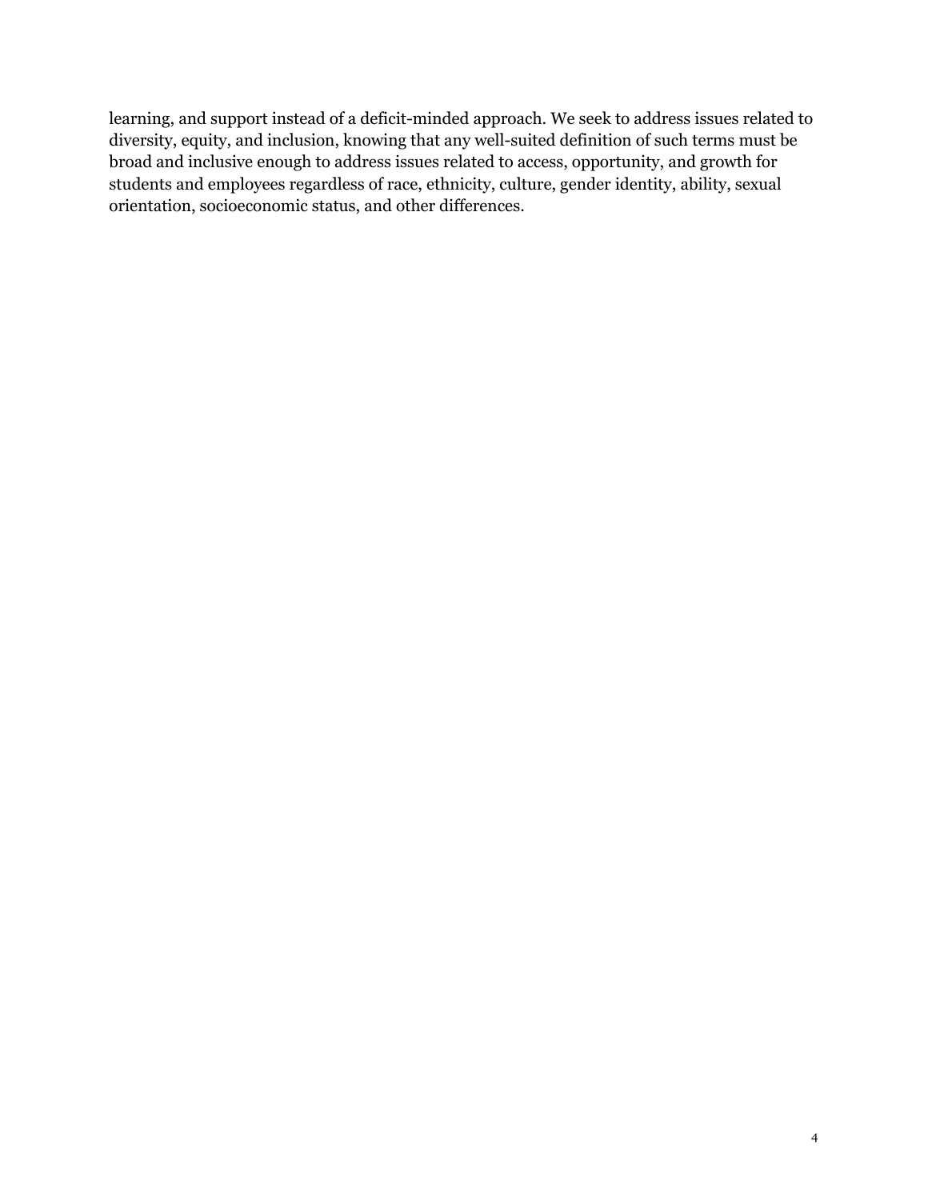learning, and support instead of a deficit-minded approach. We seek to address issues related to diversity, equity, and inclusion, knowing that any well-suited definition of such terms must be broad and inclusive enough to address issues related to access, opportunity, and growth for students and employees regardless of race, ethnicity, culture, gender identity, ability, sexual orientation, socioeconomic status, and other differences.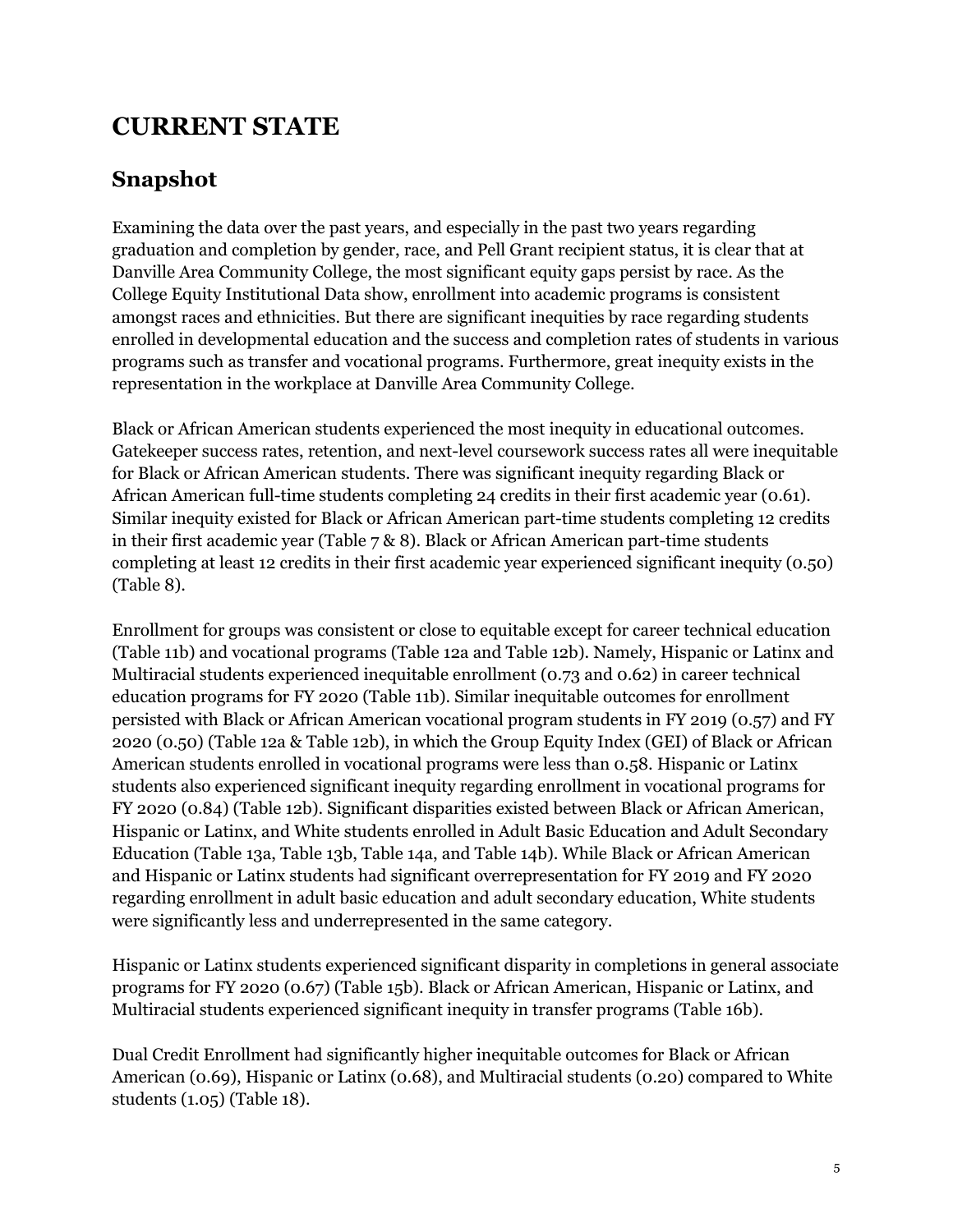# CURRENT STATE

## Snapshot

Examining the data over the past years, and especially in the past two years regarding graduation and completion by gender, race, and Pell Grant recipient status, it is clear that at Danville Area Community College, the most significant equity gaps persist by race. As the College Equity Institutional Data show, enrollment into academic programs is consistent amongst races and ethnicities. But there are significant inequities by race regarding students enrolled in developmental education and the success and completion rates of students in various programs such as transfer and vocational programs. Furthermore, great inequity exists in the representation in the workplace at Danville Area Community College.

Black or African American students experienced the most inequity in educational outcomes. Gatekeeper success rates, retention, and next-level coursework success rates all were inequitable for Black or African American students. There was significant inequity regarding Black or African American full-time students completing 24 credits in their first academic year (0.61). Similar inequity existed for Black or African American part-time students completing 12 credits in their first academic year (Table 7 & 8). Black or African American part-time students completing at least 12 credits in their first academic year experienced significant inequity (0.50) (Table 8).

Enrollment for groups was consistent or close to equitable except for career technical education (Table 11b) and vocational programs (Table 12a and Table 12b). Namely, Hispanic or Latinx and Multiracial students experienced inequitable enrollment (0.73 and 0.62) in career technical education programs for FY 2020 (Table 11b). Similar inequitable outcomes for enrollment persisted with Black or African American vocational program students in FY 2019 (0.57) and FY 2020 (0.50) (Table 12a & Table 12b), in which the Group Equity Index (GEI) of Black or African American students enrolled in vocational programs were less than 0.58. Hispanic or Latinx students also experienced significant inequity regarding enrollment in vocational programs for FY 2020 (0.84) (Table 12b). Significant disparities existed between Black or African American, Hispanic or Latinx, and White students enrolled in Adult Basic Education and Adult Secondary Education (Table 13a, Table 13b, Table 14a, and Table 14b). While Black or African American and Hispanic or Latinx students had significant overrepresentation for FY 2019 and FY 2020 regarding enrollment in adult basic education and adult secondary education, White students were significantly less and underrepresented in the same category.

Hispanic or Latinx students experienced significant disparity in completions in general associate programs for FY 2020 (0.67) (Table 15b). Black or African American, Hispanic or Latinx, and Multiracial students experienced significant inequity in transfer programs (Table 16b).

Dual Credit Enrollment had significantly higher inequitable outcomes for Black or African American (0.69), Hispanic or Latinx (0.68), and Multiracial students (0.20) compared to White students (1.05) (Table 18).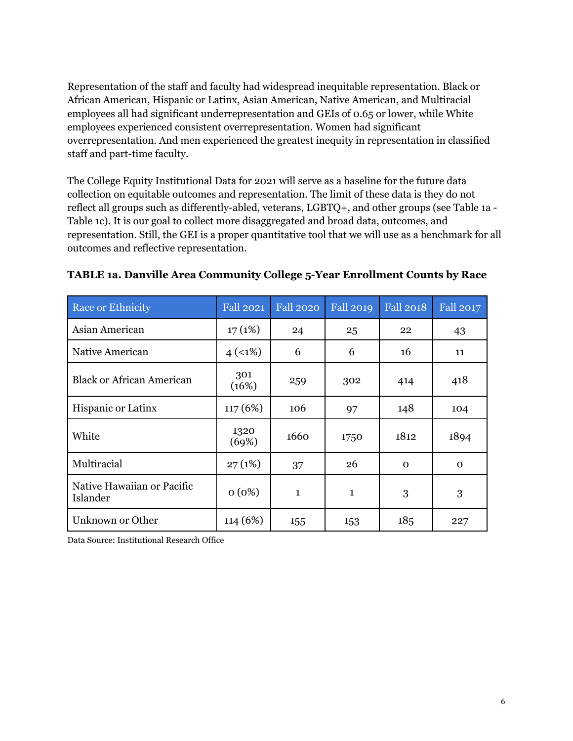Representation of the staff and faculty had widespread inequitable representation. Black or African American, Hispanic or Latinx, Asian American, Native American, and Multiracial employees all had significant underrepresentation and GEIs of 0.65 or lower, while White employees experienced consistent overrepresentation. Women had significant overrepresentation. And men experienced the greatest inequity in representation in classified staff and part-time faculty.

The College Equity Institutional Data for 2021 will serve as a baseline for the future data collection on equitable outcomes and representation. The limit of these data is they do not reflect all groups such as differently-abled, veterans, LGBTQ+, and other groups (see Table 1a - Table 1c). It is our goal to collect more disaggregated and broad data, outcomes, and representation. Still, the GEI is a proper quantitative tool that we will use as a benchmark for all outcomes and reflective representation.

**TABLE 1a. Danville Area Community College 5-Year Enrollment Counts by Race**

| Race or Ethnicity | Fall 2021 | Fall 2020 | Fall 2019 | Fall 2018 | Fall 2017 |
|---|---|---|---|---|---|
| Asian American | 17 (1%) | 24 | 25 | 22 | 43 |
| Native American | 4 (<1%) | 6 | 6 | 16 | 11 |
| Black or African American | 301 (16%) | 259 | 302 | 414 | 418 |
| Hispanic or Latinx | 117 (6%) | 106 | 97 | 148 | 104 |
| White | 1320 (69%) | 1660 | 1750 | 1812 | 1894 |
| Multiracial | 27 (1%) | 37 | 26 | 0 | 0 |
| Native Hawaiian or Pacific Islander | 0 (0%) | 1 | 1 | 3 | 3 |
| Unknown or Other | 114 (6%) | 155 | 153 | 185 | 227 |

Data Source: Institutional Research Office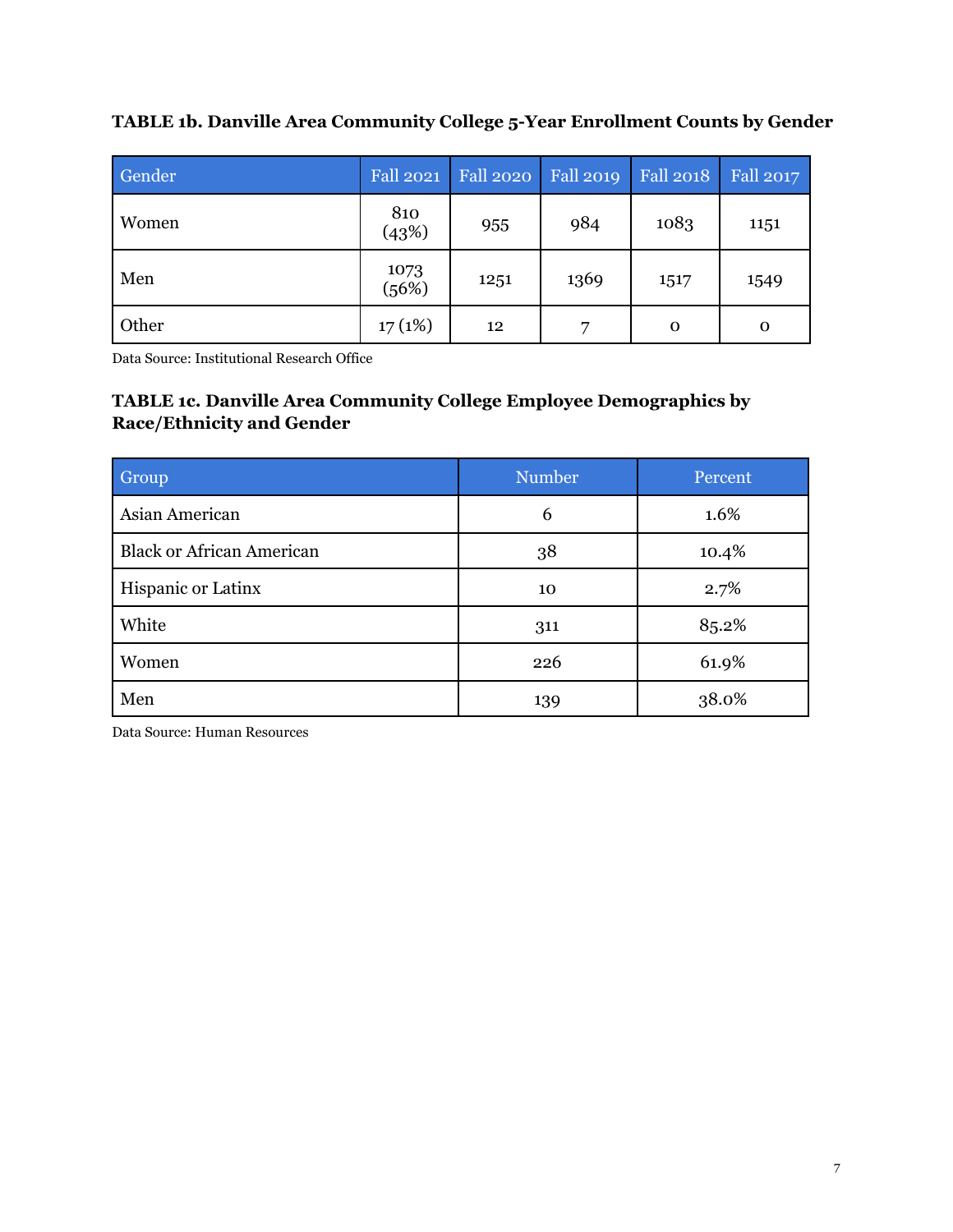**TABLE 1b. Danville Area Community College 5-Year Enrollment Counts by Gender**

| Gender | Fall 2021 | Fall 2020 | Fall 2019 | Fall 2018 | Fall 2017 |
|---|---|---|---|---|---|
| Women | 810 (43%) | 955 | 984 | 1083 | 1151 |
| Men | 1073 (56%) | 1251 | 1369 | 1517 | 1549 |
| Other | 17 (1%) | 12 | 7 | 0 | 0 |

Data Source: Institutional Research Office

**TABLE 1c. Danville Area Community College Employee Demographics by Race/Ethnicity and Gender**

| Group | Number | Percent |
|---|---|---|
| Asian American | 6 | 1.6% |
| Black or African American | 38 | 10.4% |
| Hispanic or Latinx | 10 | 2.7% |
| White | 311 | 85.2% |
| Women | 226 | 61.9% |
| Men | 139 | 38.0% |

Data Source: Human Resources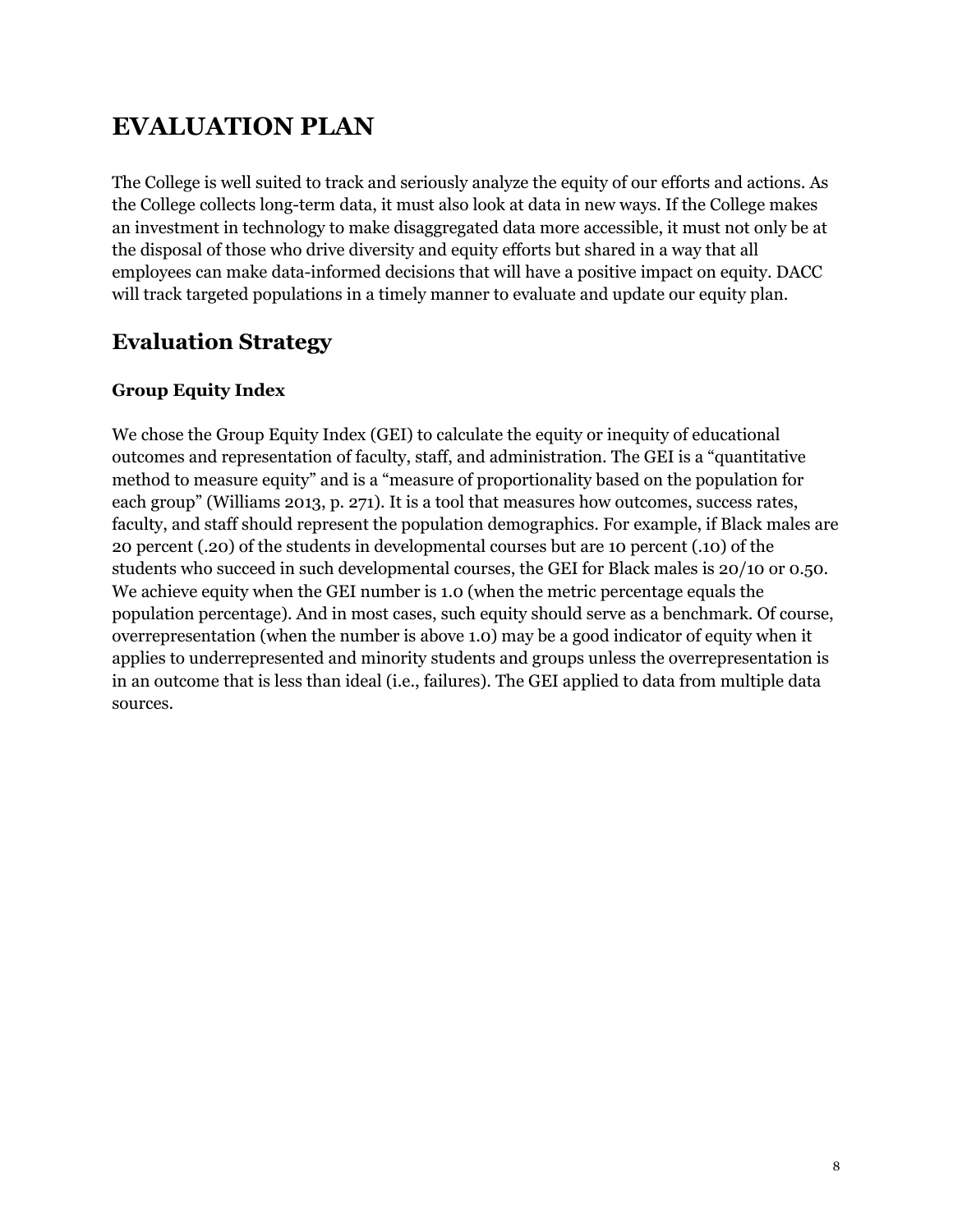# EVALUATION PLAN

The College is well suited to track and seriously analyze the equity of our efforts and actions. As the College collects long-term data, it must also look at data in new ways. If the College makes an investment in technology to make disaggregated data more accessible, it must not only be at the disposal of those who drive diversity and equity efforts but shared in a way that all employees can make data-informed decisions that will have a positive impact on equity. DACC will track targeted populations in a timely manner to evaluate and update our equity plan.

## Evaluation Strategy

### Group Equity Index

We chose the Group Equity Index (GEI) to calculate the equity or inequity of educational outcomes and representation of faculty, staff, and administration. The GEI is a "quantitative method to measure equity" and is a "measure of proportionality based on the population for each group" (Williams 2013, p. 271). It is a tool that measures how outcomes, success rates, faculty, and staff should represent the population demographics. For example, if Black males are 20 percent (.20) of the students in developmental courses but are 10 percent (.10) of the students who succeed in such developmental courses, the GEI for Black males is 20/10 or 0.50. We achieve equity when the GEI number is 1.0 (when the metric percentage equals the population percentage). And in most cases, such equity should serve as a benchmark. Of course, overrepresentation (when the number is above 1.0) may be a good indicator of equity when it applies to underrepresented and minority students and groups unless the overrepresentation is in an outcome that is less than ideal (i.e., failures). The GEI applied to data from multiple data sources.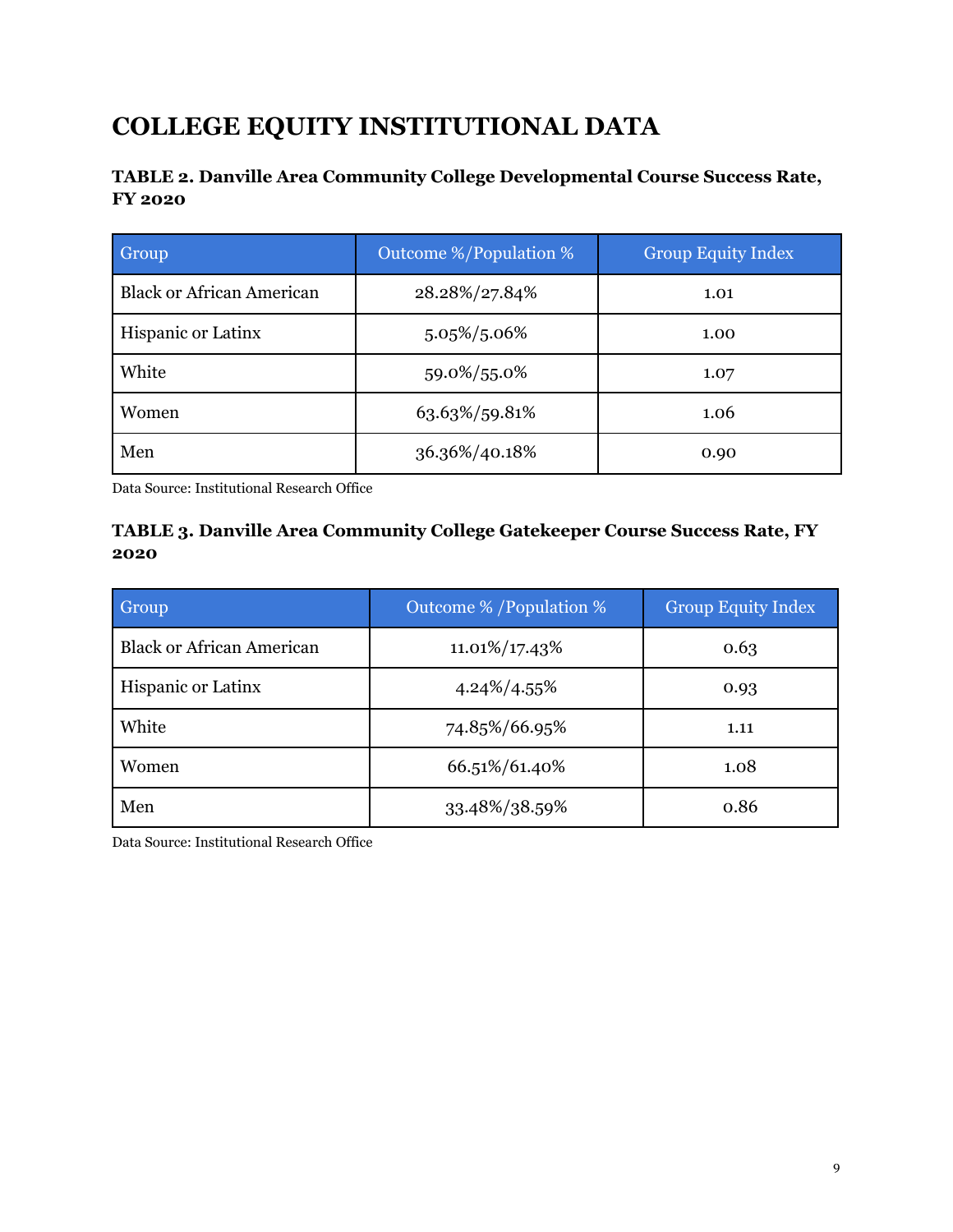# COLLEGE EQUITY INSTITUTIONAL DATA

**TABLE 2. Danville Area Community College Developmental Course Success Rate, FY 2020**

| Group | Outcome %/Population % | Group Equity Index |
|---|---|---|
| Black or African American | 28.28%/27.84% | 1.01 |
| Hispanic or Latinx | 5.05%/5.06% | 1.00 |
| White | 59.0%/55.0% | 1.07 |
| Women | 63.63%/59.81% | 1.06 |
| Men | 36.36%/40.18% | 0.90 |

Data Source: Institutional Research Office

**TABLE 3. Danville Area Community College Gatekeeper Course Success Rate, FY 2020**

| Group | Outcome % /Population % | Group Equity Index |
|---|---|---|
| Black or African American | 11.01%/17.43% | 0.63 |
| Hispanic or Latinx | 4.24%/4.55% | 0.93 |
| White | 74.85%/66.95% | 1.11 |
| Women | 66.51%/61.40% | 1.08 |
| Men | 33.48%/38.59% | 0.86 |

Data Source: Institutional Research Office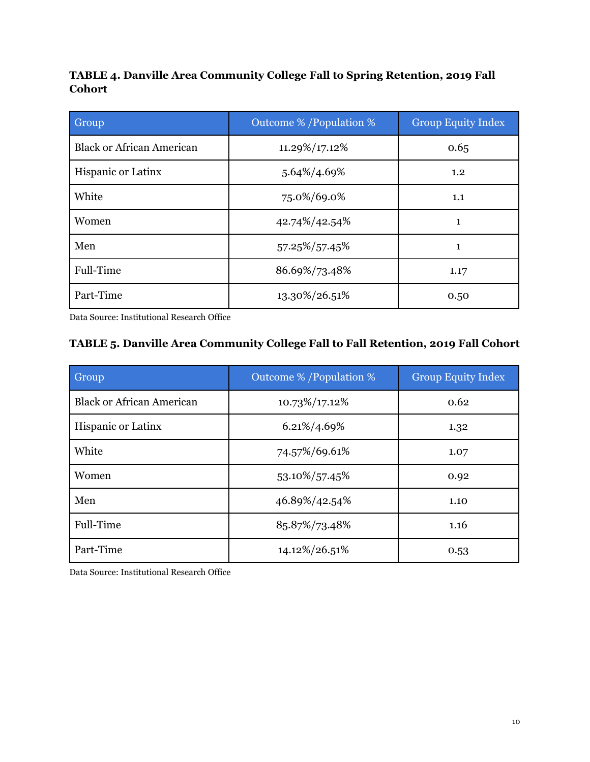**TABLE 4. Danville Area Community College Fall to Spring Retention, 2019 Fall Cohort**

| Group | Outcome % /Population % | Group Equity Index |
|---|---|---|
| Black or African American | 11.29%/17.12% | 0.65 |
| Hispanic or Latinx | 5.64%/4.69% | 1.2 |
| White | 75.0%/69.0% | 1.1 |
| Women | 42.74%/42.54% | 1 |
| Men | 57.25%/57.45% | 1 |
| Full-Time | 86.69%/73.48% | 1.17 |
| Part-Time | 13.30%/26.51% | 0.50 |

Data Source: Institutional Research Office

**TABLE 5. Danville Area Community College Fall to Fall Retention, 2019 Fall Cohort**

| Group | Outcome % /Population % | Group Equity Index |
|---|---|---|
| Black or African American | 10.73%/17.12% | 0.62 |
| Hispanic or Latinx | 6.21%/4.69% | 1.32 |
| White | 74.57%/69.61% | 1.07 |
| Women | 53.10%/57.45% | 0.92 |
| Men | 46.89%/42.54% | 1.10 |
| Full-Time | 85.87%/73.48% | 1.16 |
| Part-Time | 14.12%/26.51% | 0.53 |

Data Source: Institutional Research Office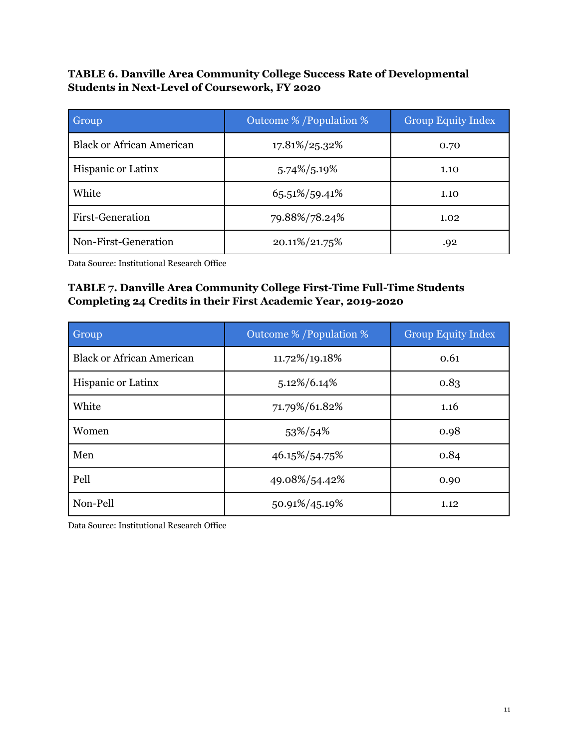**TABLE 6. Danville Area Community College Success Rate of Developmental Students in Next-Level of Coursework, FY 2020**

| Group | Outcome % /Population % | Group Equity Index |
|---|---|---|
| Black or African American | 17.81%/25.32% | 0.70 |
| Hispanic or Latinx | 5.74%/5.19% | 1.10 |
| White | 65.51%/59.41% | 1.10 |
| First-Generation | 79.88%/78.24% | 1.02 |
| Non-First-Generation | 20.11%/21.75% | .92 |

Data Source: Institutional Research Office

**TABLE 7. Danville Area Community College First-Time Full-Time Students Completing 24 Credits in their First Academic Year, 2019-2020**

| Group | Outcome % /Population % | Group Equity Index |
|---|---|---|
| Black or African American | 11.72%/19.18% | 0.61 |
| Hispanic or Latinx | 5.12%/6.14% | 0.83 |
| White | 71.79%/61.82% | 1.16 |
| Women | 53%/54% | 0.98 |
| Men | 46.15%/54.75% | 0.84 |
| Pell | 49.08%/54.42% | 0.90 |
| Non-Pell | 50.91%/45.19% | 1.12 |

Data Source: Institutional Research Office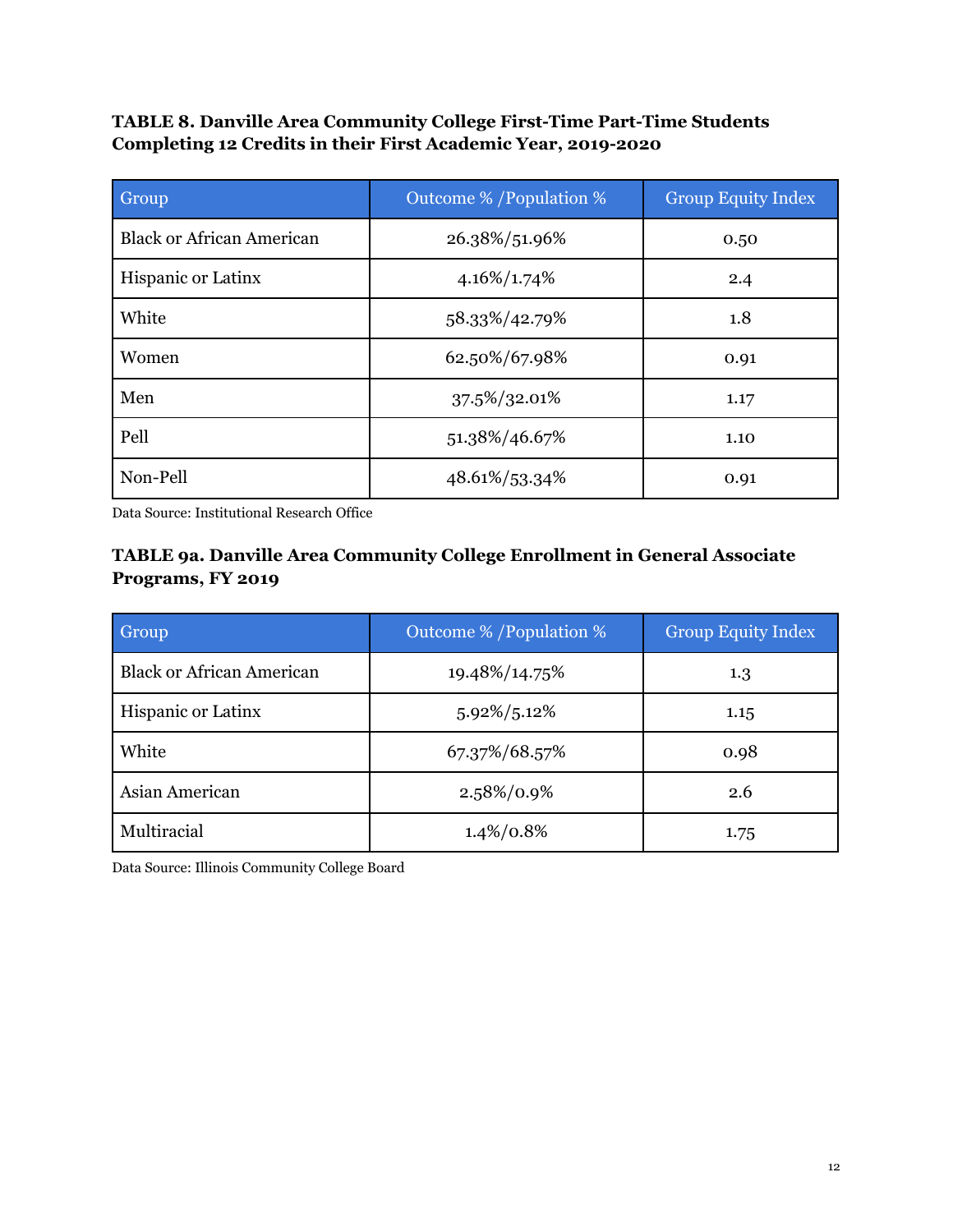**TABLE 8. Danville Area Community College First-Time Part-Time Students Completing 12 Credits in their First Academic Year, 2019-2020**

| Group | Outcome % /Population % | Group Equity Index |
|---|---|---|
| Black or African American | 26.38%/51.96% | 0.50 |
| Hispanic or Latinx | 4.16%/1.74% | 2.4 |
| White | 58.33%/42.79% | 1.8 |
| Women | 62.50%/67.98% | 0.91 |
| Men | 37.5%/32.01% | 1.17 |
| Pell | 51.38%/46.67% | 1.10 |
| Non-Pell | 48.61%/53.34% | 0.91 |

Data Source: Institutional Research Office

**TABLE 9a. Danville Area Community College Enrollment in General Associate Programs, FY 2019**

| Group | Outcome % /Population % | Group Equity Index |
|---|---|---|
| Black or African American | 19.48%/14.75% | 1.3 |
| Hispanic or Latinx | 5.92%/5.12% | 1.15 |
| White | 67.37%/68.57% | 0.98 |
| Asian American | 2.58%/0.9% | 2.6 |
| Multiracial | 1.4%/0.8% | 1.75 |

Data Source: Illinois Community College Board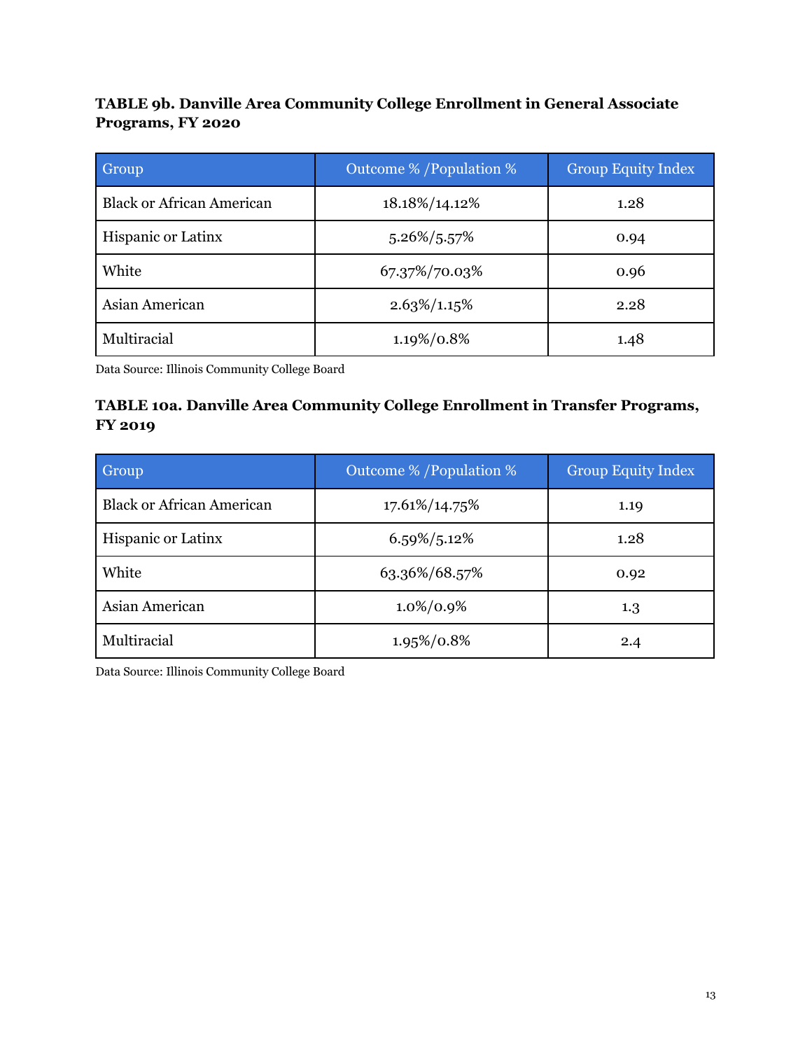**TABLE 9b. Danville Area Community College Enrollment in General Associate Programs, FY 2020**

| Group | Outcome % /Population % | Group Equity Index |
|---|---|---|
| Black or African American | 18.18%/14.12% | 1.28 |
| Hispanic or Latinx | 5.26%/5.57% | 0.94 |
| White | 67.37%/70.03% | 0.96 |
| Asian American | 2.63%/1.15% | 2.28 |
| Multiracial | 1.19%/0.8% | 1.48 |

Data Source: Illinois Community College Board

**TABLE 10a. Danville Area Community College Enrollment in Transfer Programs, FY 2019**

| Group | Outcome % /Population % | Group Equity Index |
|---|---|---|
| Black or African American | 17.61%/14.75% | 1.19 |
| Hispanic or Latinx | 6.59%/5.12% | 1.28 |
| White | 63.36%/68.57% | 0.92 |
| Asian American | 1.0%/0.9% | 1.3 |
| Multiracial | 1.95%/0.8% | 2.4 |

Data Source: Illinois Community College Board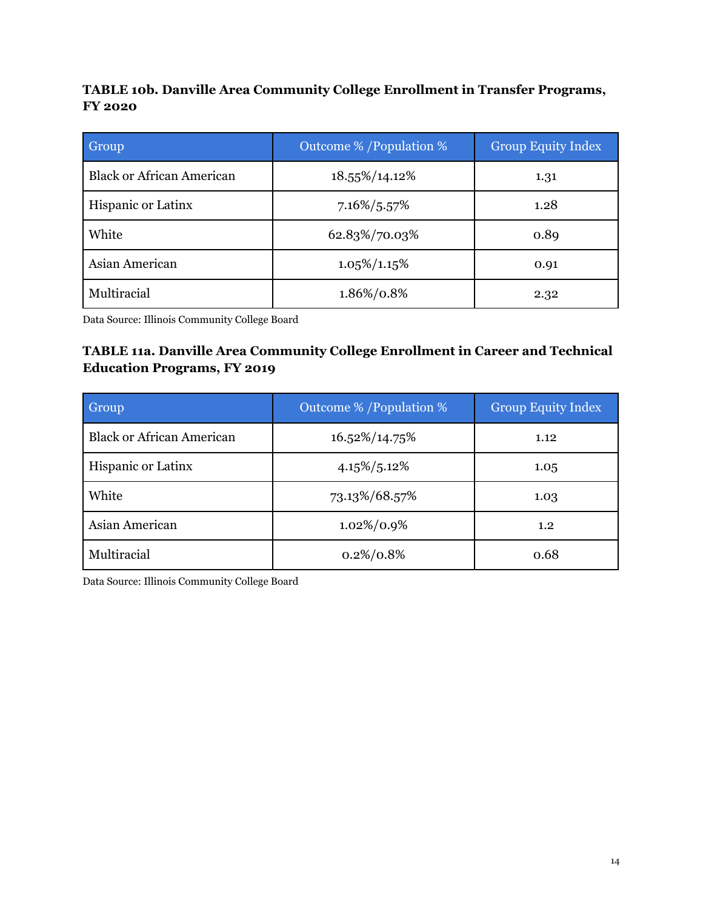**TABLE 10b. Danville Area Community College Enrollment in Transfer Programs, FY 2020**

| Group | Outcome % /Population % | Group Equity Index |
|---|---|---|
| Black or African American | 18.55%/14.12% | 1.31 |
| Hispanic or Latinx | 7.16%/5.57% | 1.28 |
| White | 62.83%/70.03% | 0.89 |
| Asian American | 1.05%/1.15% | 0.91 |
| Multiracial | 1.86%/0.8% | 2.32 |

Data Source: Illinois Community College Board

**TABLE 11a. Danville Area Community College Enrollment in Career and Technical Education Programs, FY 2019**

| Group | Outcome % /Population % | Group Equity Index |
|---|---|---|
| Black or African American | 16.52%/14.75% | 1.12 |
| Hispanic or Latinx | 4.15%/5.12% | 1.05 |
| White | 73.13%/68.57% | 1.03 |
| Asian American | 1.02%/0.9% | 1.2 |
| Multiracial | 0.2%/0.8% | 0.68 |

Data Source: Illinois Community College Board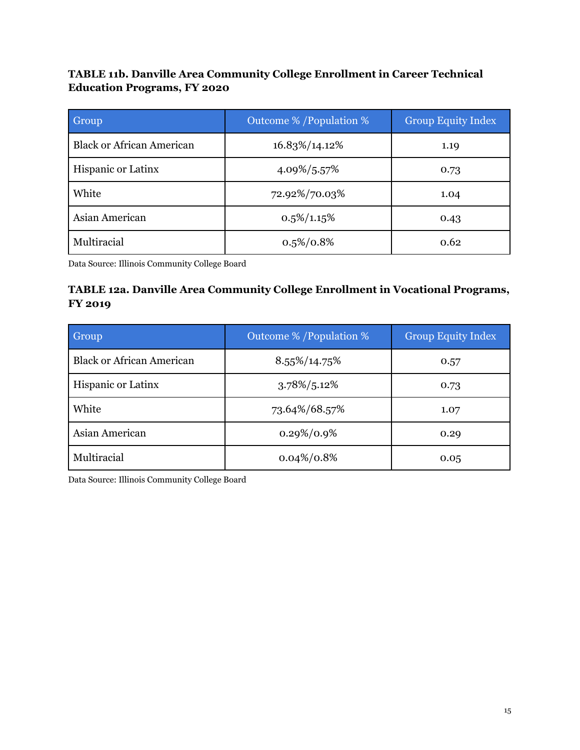**TABLE 11b. Danville Area Community College Enrollment in Career Technical Education Programs, FY 2020**

| Group | Outcome % /Population % | Group Equity Index |
|---|---|---|
| Black or African American | 16.83%/14.12% | 1.19 |
| Hispanic or Latinx | 4.09%/5.57% | 0.73 |
| White | 72.92%/70.03% | 1.04 |
| Asian American | 0.5%/1.15% | 0.43 |
| Multiracial | 0.5%/0.8% | 0.62 |

Data Source: Illinois Community College Board

**TABLE 12a. Danville Area Community College Enrollment in Vocational Programs, FY 2019**

| Group | Outcome % /Population % | Group Equity Index |
|---|---|---|
| Black or African American | 8.55%/14.75% | 0.57 |
| Hispanic or Latinx | 3.78%/5.12% | 0.73 |
| White | 73.64%/68.57% | 1.07 |
| Asian American | 0.29%/0.9% | 0.29 |
| Multiracial | 0.04%/0.8% | 0.05 |

Data Source: Illinois Community College Board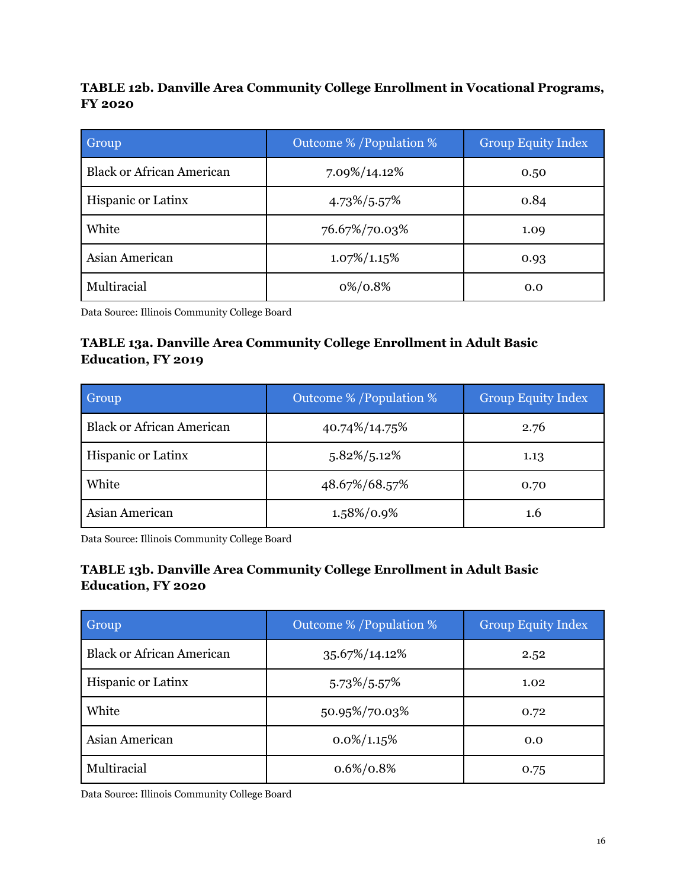**TABLE 12b. Danville Area Community College Enrollment in Vocational Programs, FY 2020**

| Group | Outcome % /Population % | Group Equity Index |
| --- | --- | --- |
| Black or African American | 7.09%/14.12% | 0.50 |
| Hispanic or Latinx | 4.73%/5.57% | 0.84 |
| White | 76.67%/70.03% | 1.09 |
| Asian American | 1.07%/1.15% | 0.93 |
| Multiracial | 0%/0.8% | 0.0 |

Data Source: Illinois Community College Board

**TABLE 13a. Danville Area Community College Enrollment in Adult Basic Education, FY 2019**

| Group | Outcome % /Population % | Group Equity Index |
| --- | --- | --- |
| Black or African American | 40.74%/14.75% | 2.76 |
| Hispanic or Latinx | 5.82%/5.12% | 1.13 |
| White | 48.67%/68.57% | 0.70 |
| Asian American | 1.58%/0.9% | 1.6 |

Data Source: Illinois Community College Board

**TABLE 13b. Danville Area Community College Enrollment in Adult Basic Education, FY 2020**

| Group | Outcome % /Population % | Group Equity Index |
| --- | --- | --- |
| Black or African American | 35.67%/14.12% | 2.52 |
| Hispanic or Latinx | 5.73%/5.57% | 1.02 |
| White | 50.95%/70.03% | 0.72 |
| Asian American | 0.0%/1.15% | 0.0 |
| Multiracial | 0.6%/0.8% | 0.75 |

Data Source: Illinois Community College Board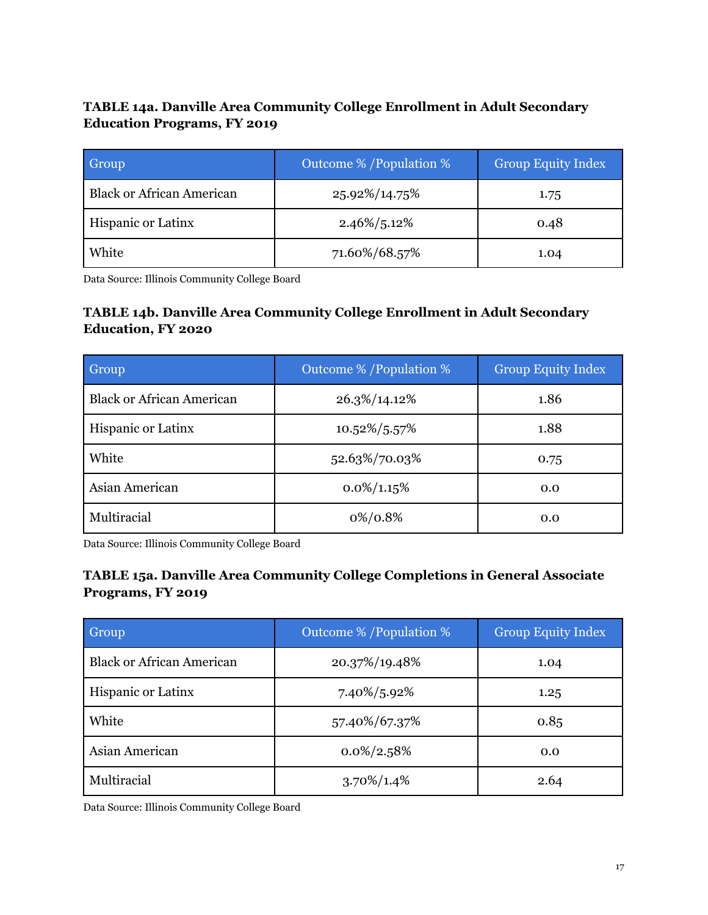**TABLE 14a. Danville Area Community College Enrollment in Adult Secondary Education Programs, FY 2019**

| Group | Outcome % /Population % | Group Equity Index |
|---|---|---|
| Black or African American | 25.92%/14.75% | 1.75 |
| Hispanic or Latinx | 2.46%/5.12% | 0.48 |
| White | 71.60%/68.57% | 1.04 |

Data Source: Illinois Community College Board

**TABLE 14b. Danville Area Community College Enrollment in Adult Secondary Education, FY 2020**

| Group | Outcome % /Population % | Group Equity Index |
|---|---|---|
| Black or African American | 26.3%/14.12% | 1.86 |
| Hispanic or Latinx | 10.52%/5.57% | 1.88 |
| White | 52.63%/70.03% | 0.75 |
| Asian American | 0.0%/1.15% | 0.0 |
| Multiracial | 0%/0.8% | 0.0 |

Data Source: Illinois Community College Board

**TABLE 15a. Danville Area Community College Completions in General Associate Programs, FY 2019**

| Group | Outcome % /Population % | Group Equity Index |
|---|---|---|
| Black or African American | 20.37%/19.48% | 1.04 |
| Hispanic or Latinx | 7.40%/5.92% | 1.25 |
| White | 57.40%/67.37% | 0.85 |
| Asian American | 0.0%/2.58% | 0.0 |
| Multiracial | 3.70%/1.4% | 2.64 |

Data Source: Illinois Community College Board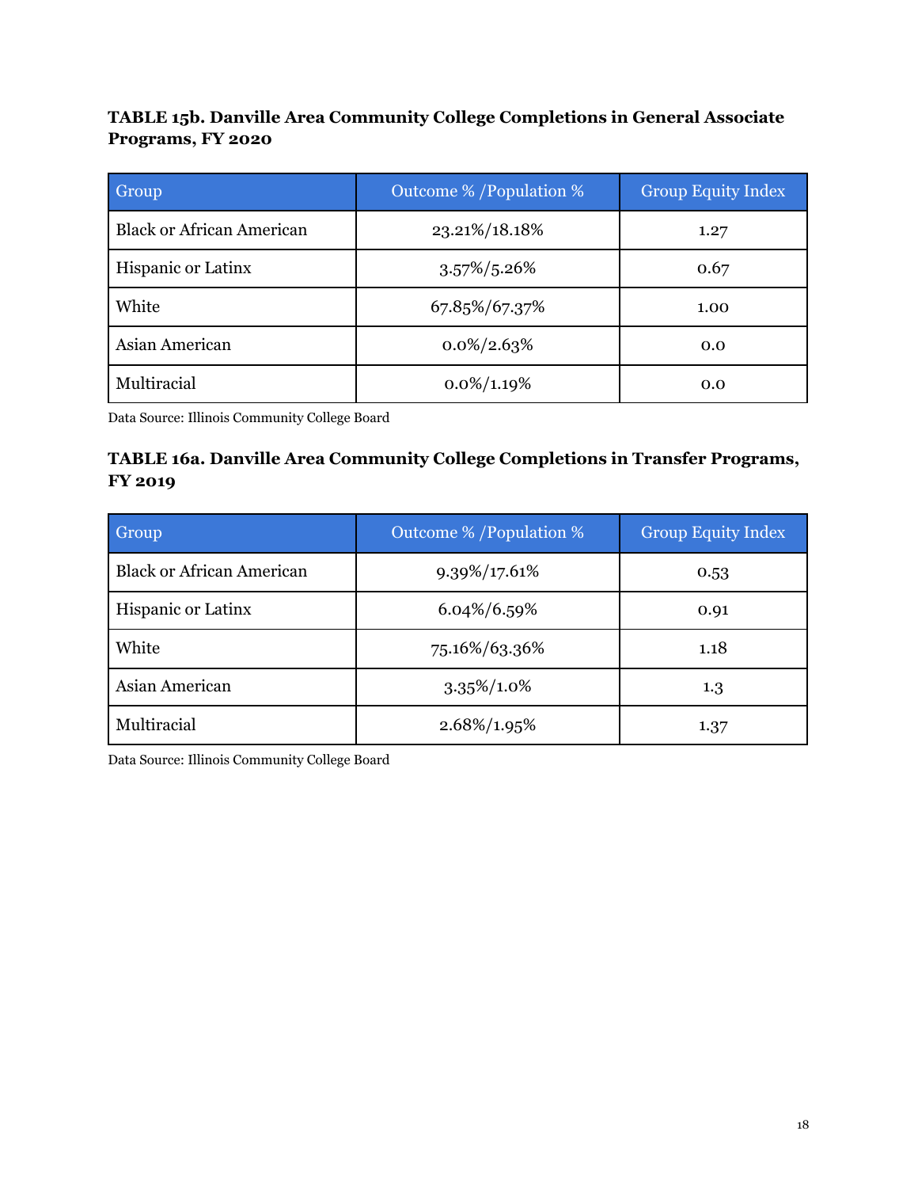**TABLE 15b. Danville Area Community College Completions in General Associate Programs, FY 2020**

| Group | Outcome % /Population % | Group Equity Index |
|---|---|---|
| Black or African American | 23.21%/18.18% | 1.27 |
| Hispanic or Latinx | 3.57%/5.26% | 0.67 |
| White | 67.85%/67.37% | 1.00 |
| Asian American | 0.0%/2.63% | 0.0 |
| Multiracial | 0.0%/1.19% | 0.0 |

Data Source: Illinois Community College Board

**TABLE 16a. Danville Area Community College Completions in Transfer Programs, FY 2019**

| Group | Outcome % /Population % | Group Equity Index |
|---|---|---|
| Black or African American | 9.39%/17.61% | 0.53 |
| Hispanic or Latinx | 6.04%/6.59% | 0.91 |
| White | 75.16%/63.36% | 1.18 |
| Asian American | 3.35%/1.0% | 1.3 |
| Multiracial | 2.68%/1.95% | 1.37 |

Data Source: Illinois Community College Board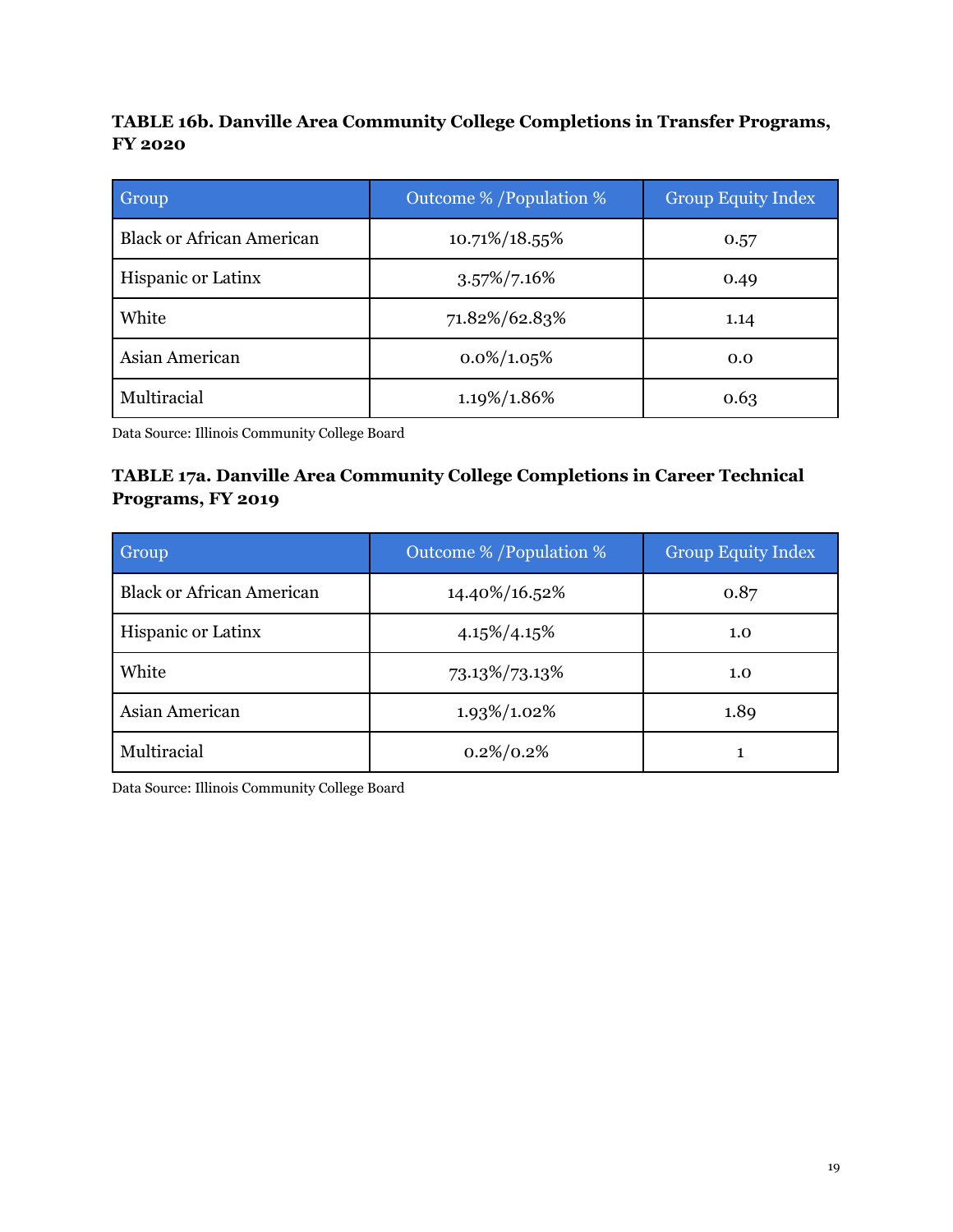**TABLE 16b. Danville Area Community College Completions in Transfer Programs, FY 2020**

| Group | Outcome % /Population % | Group Equity Index |
|---|---|---|
| Black or African American | 10.71%/18.55% | 0.57 |
| Hispanic or Latinx | 3.57%/7.16% | 0.49 |
| White | 71.82%/62.83% | 1.14 |
| Asian American | 0.0%/1.05% | 0.0 |
| Multiracial | 1.19%/1.86% | 0.63 |

Data Source: Illinois Community College Board

**TABLE 17a. Danville Area Community College Completions in Career Technical Programs, FY 2019**

| Group | Outcome % /Population % | Group Equity Index |
|---|---|---|
| Black or African American | 14.40%/16.52% | 0.87 |
| Hispanic or Latinx | 4.15%/4.15% | 1.0 |
| White | 73.13%/73.13% | 1.0 |
| Asian American | 1.93%/1.02% | 1.89 |
| Multiracial | 0.2%/0.2% | 1 |

Data Source: Illinois Community College Board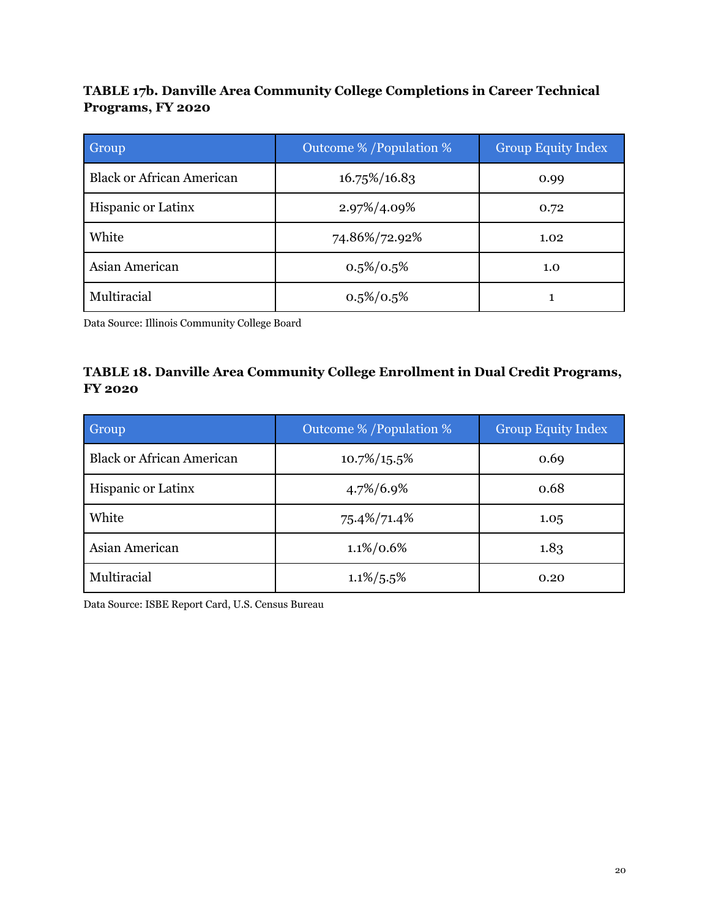**TABLE 17b. Danville Area Community College Completions in Career Technical Programs, FY 2020**

| Group | Outcome % /Population % | Group Equity Index |
|---|---|---|
| Black or African American | 16.75%/16.83 | 0.99 |
| Hispanic or Latinx | 2.97%/4.09% | 0.72 |
| White | 74.86%/72.92% | 1.02 |
| Asian American | 0.5%/0.5% | 1.0 |
| Multiracial | 0.5%/0.5% | 1 |

Data Source: Illinois Community College Board

**TABLE 18. Danville Area Community College Enrollment in Dual Credit Programs, FY 2020**

| Group | Outcome % /Population % | Group Equity Index |
|---|---|---|
| Black or African American | 10.7%/15.5% | 0.69 |
| Hispanic or Latinx | 4.7%/6.9% | 0.68 |
| White | 75.4%/71.4% | 1.05 |
| Asian American | 1.1%/0.6% | 1.83 |
| Multiracial | 1.1%/5.5% | 0.20 |

Data Source: ISBE Report Card, U.S. Census Bureau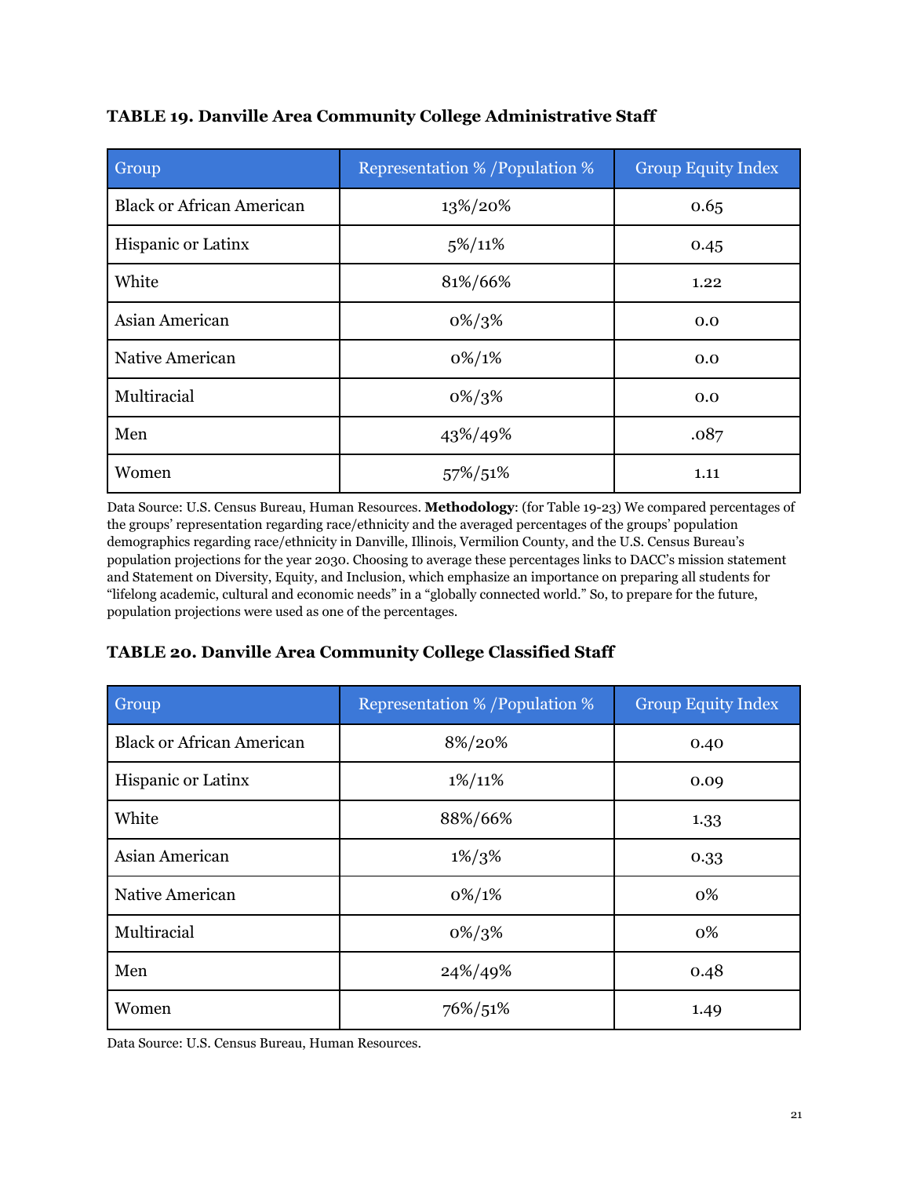**TABLE 19. Danville Area Community College Administrative Staff**

| Group | Representation % /Population % | Group Equity Index |
|---|---|---|
| Black or African American | 13%/20% | 0.65 |
| Hispanic or Latinx | 5%/11% | 0.45 |
| White | 81%/66% | 1.22 |
| Asian American | 0%/3% | 0.0 |
| Native American | 0%/1% | 0.0 |
| Multiracial | 0%/3% | 0.0 |
| Men | 43%/49% | .087 |
| Women | 57%/51% | 1.11 |

Data Source: U.S. Census Bureau, Human Resources. **Methodology**: (for Table 19-23) We compared percentages of the groups' representation regarding race/ethnicity and the averaged percentages of the groups' population demographics regarding race/ethnicity in Danville, Illinois, Vermilion County, and the U.S. Census Bureau's population projections for the year 2030. Choosing to average these percentages links to DACC's mission statement and Statement on Diversity, Equity, and Inclusion, which emphasize an importance on preparing all students for "lifelong academic, cultural and economic needs" in a "globally connected world." So, to prepare for the future, population projections were used as one of the percentages.

**TABLE 20. Danville Area Community College Classified Staff**

| Group | Representation % /Population % | Group Equity Index |
|---|---|---|
| Black or African American | 8%/20% | 0.40 |
| Hispanic or Latinx | 1%/11% | 0.09 |
| White | 88%/66% | 1.33 |
| Asian American | 1%/3% | 0.33 |
| Native American | 0%/1% | 0% |
| Multiracial | 0%/3% | 0% |
| Men | 24%/49% | 0.48 |
| Women | 76%/51% | 1.49 |

Data Source: U.S. Census Bureau, Human Resources.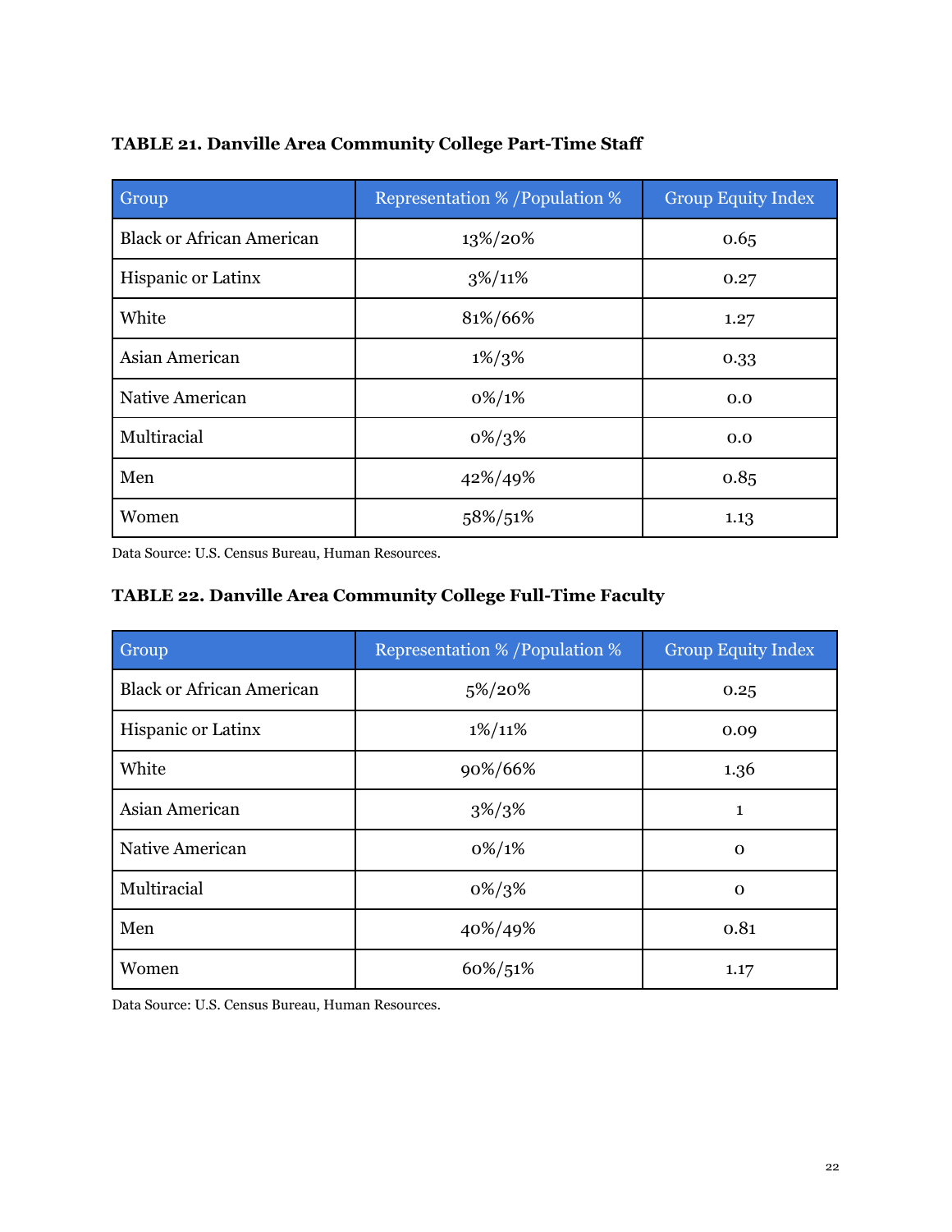**TABLE 21. Danville Area Community College Part-Time Staff**

| Group | Representation % /Population % | Group Equity Index |
|---|---|---|
| Black or African American | 13%/20% | 0.65 |
| Hispanic or Latinx | 3%/11% | 0.27 |
| White | 81%/66% | 1.27 |
| Asian American | 1%/3% | 0.33 |
| Native American | 0%/1% | 0.0 |
| Multiracial | 0%/3% | 0.0 |
| Men | 42%/49% | 0.85 |
| Women | 58%/51% | 1.13 |

Data Source: U.S. Census Bureau, Human Resources.

**TABLE 22. Danville Area Community College Full-Time Faculty**

| Group | Representation % /Population % | Group Equity Index |
|---|---|---|
| Black or African American | 5%/20% | 0.25 |
| Hispanic or Latinx | 1%/11% | 0.09 |
| White | 90%/66% | 1.36 |
| Asian American | 3%/3% | 1 |
| Native American | 0%/1% | 0 |
| Multiracial | 0%/3% | 0 |
| Men | 40%/49% | 0.81 |
| Women | 60%/51% | 1.17 |

Data Source: U.S. Census Bureau, Human Resources.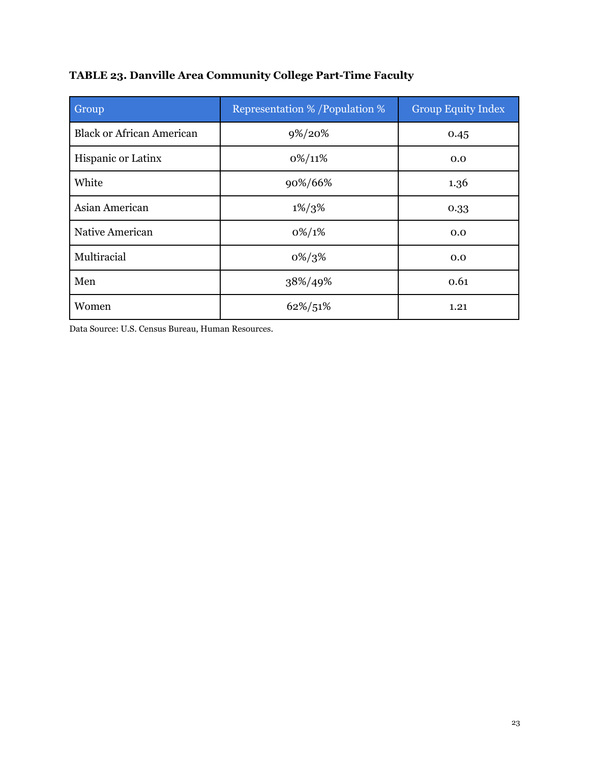**TABLE 23. Danville Area Community College Part-Time Faculty**

| Group | Representation % /Population % | Group Equity Index |
| --- | --- | --- |
| Black or African American | 9%/20% | 0.45 |
| Hispanic or Latinx | 0%/11% | 0.0 |
| White | 90%/66% | 1.36 |
| Asian American | 1%/3% | 0.33 |
| Native American | 0%/1% | 0.0 |
| Multiracial | 0%/3% | 0.0 |
| Men | 38%/49% | 0.61 |
| Women | 62%/51% | 1.21 |

Data Source: U.S. Census Bureau, Human Resources.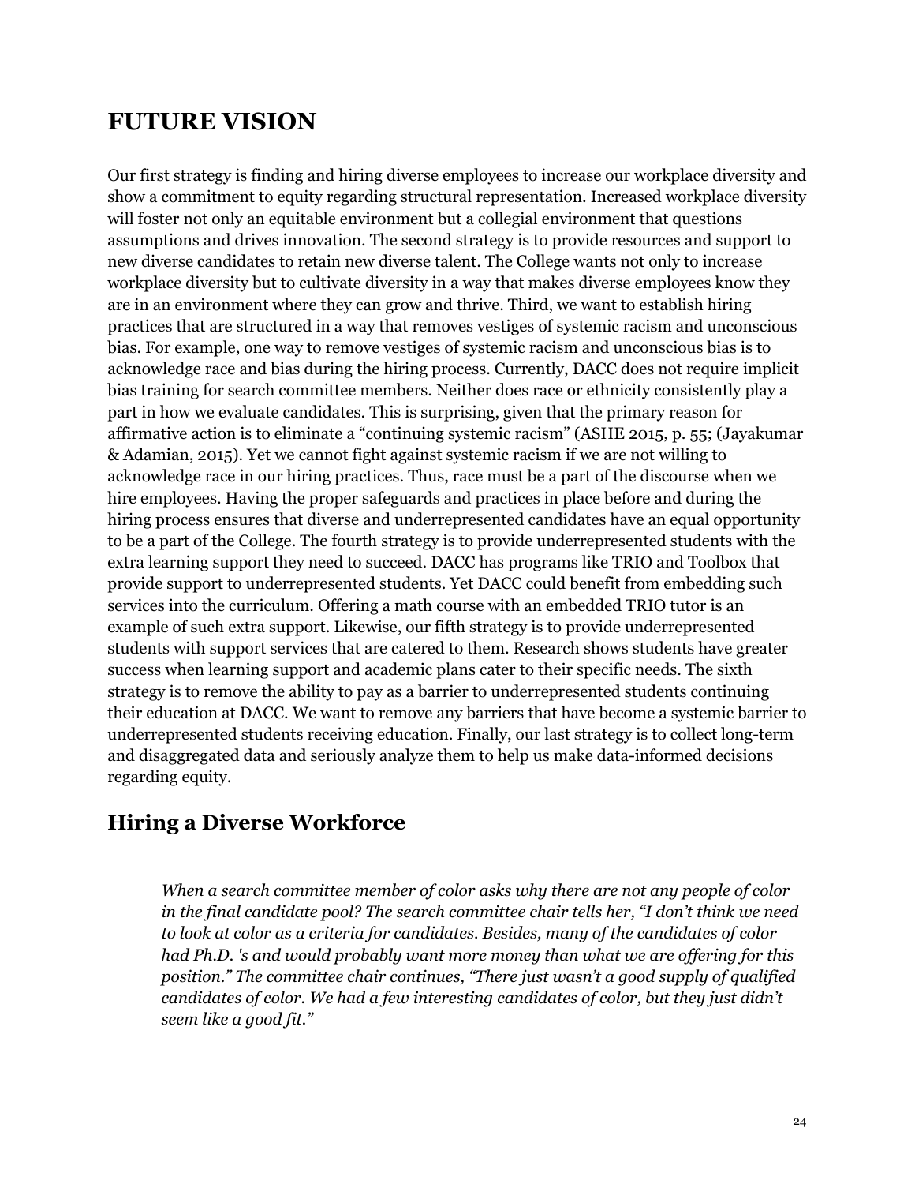# FUTURE VISION

Our first strategy is finding and hiring diverse employees to increase our workplace diversity and show a commitment to equity regarding structural representation. Increased workplace diversity will foster not only an equitable environment but a collegial environment that questions assumptions and drives innovation. The second strategy is to provide resources and support to new diverse candidates to retain new diverse talent. The College wants not only to increase workplace diversity but to cultivate diversity in a way that makes diverse employees know they are in an environment where they can grow and thrive. Third, we want to establish hiring practices that are structured in a way that removes vestiges of systemic racism and unconscious bias. For example, one way to remove vestiges of systemic racism and unconscious bias is to acknowledge race and bias during the hiring process. Currently, DACC does not require implicit bias training for search committee members. Neither does race or ethnicity consistently play a part in how we evaluate candidates. This is surprising, given that the primary reason for affirmative action is to eliminate a "continuing systemic racism" (ASHE 2015, p. 55; (Jayakumar & Adamian, 2015). Yet we cannot fight against systemic racism if we are not willing to acknowledge race in our hiring practices. Thus, race must be a part of the discourse when we hire employees. Having the proper safeguards and practices in place before and during the hiring process ensures that diverse and underrepresented candidates have an equal opportunity to be a part of the College. The fourth strategy is to provide underrepresented students with the extra learning support they need to succeed. DACC has programs like TRIO and Toolbox that provide support to underrepresented students. Yet DACC could benefit from embedding such services into the curriculum. Offering a math course with an embedded TRIO tutor is an example of such extra support. Likewise, our fifth strategy is to provide underrepresented students with support services that are catered to them. Research shows students have greater success when learning support and academic plans cater to their specific needs. The sixth strategy is to remove the ability to pay as a barrier to underrepresented students continuing their education at DACC. We want to remove any barriers that have become a systemic barrier to underrepresented students receiving education. Finally, our last strategy is to collect long-term and disaggregated data and seriously analyze them to help us make data-informed decisions regarding equity.

## Hiring a Diverse Workforce

> *When a search committee member of color asks why there are not any people of color in the final candidate pool? The search committee chair tells her, "I don't think we need to look at color as a criteria for candidates. Besides, many of the candidates of color had Ph.D. 's and would probably want more money than what we are offering for this position." The committee chair continues, "There just wasn't a good supply of qualified candidates of color. We had a few interesting candidates of color, but they just didn't seem like a good fit."*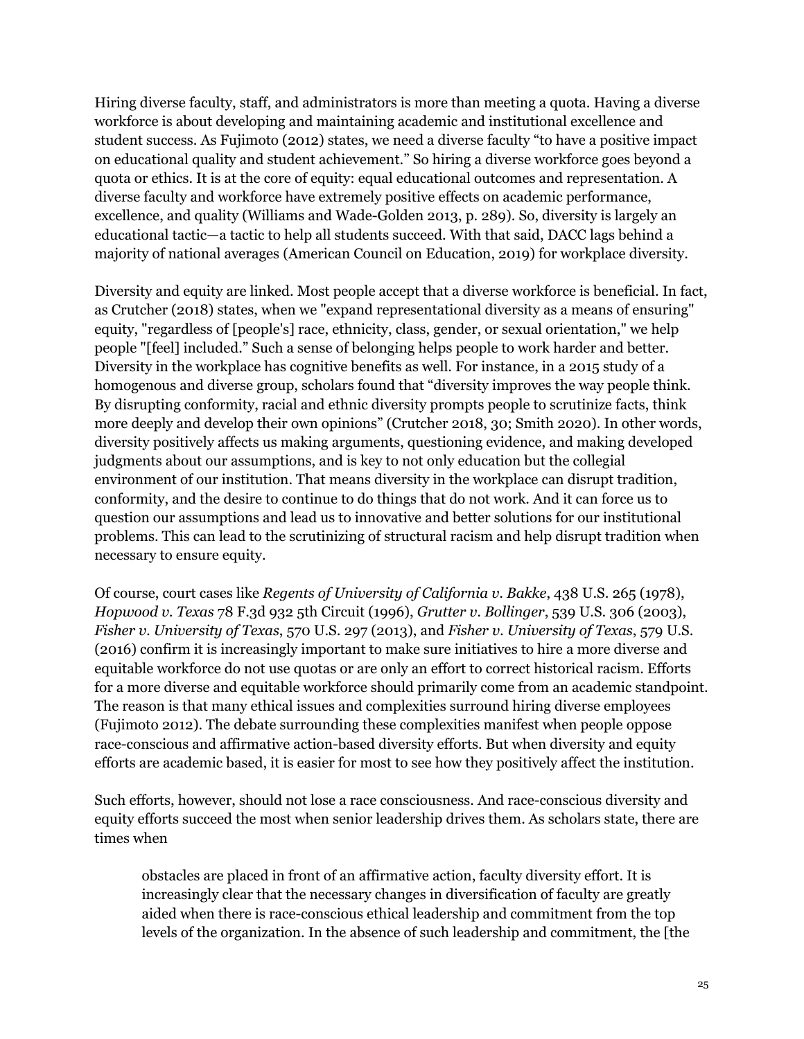Hiring diverse faculty, staff, and administrators is more than meeting a quota. Having a diverse workforce is about developing and maintaining academic and institutional excellence and student success. As Fujimoto (2012) states, we need a diverse faculty "to have a positive impact on educational quality and student achievement." So hiring a diverse workforce goes beyond a quota or ethics. It is at the core of equity: equal educational outcomes and representation. A diverse faculty and workforce have extremely positive effects on academic performance, excellence, and quality (Williams and Wade-Golden 2013, p. 289). So, diversity is largely an educational tactic—a tactic to help all students succeed. With that said, DACC lags behind a majority of national averages (American Council on Education, 2019) for workplace diversity.

Diversity and equity are linked. Most people accept that a diverse workforce is beneficial. In fact, as Crutcher (2018) states, when we "expand representational diversity as a means of ensuring" equity, "regardless of [people's] race, ethnicity, class, gender, or sexual orientation," we help people "[feel] included." Such a sense of belonging helps people to work harder and better. Diversity in the workplace has cognitive benefits as well. For instance, in a 2015 study of a homogenous and diverse group, scholars found that "diversity improves the way people think. By disrupting conformity, racial and ethnic diversity prompts people to scrutinize facts, think more deeply and develop their own opinions" (Crutcher 2018, 30; Smith 2020). In other words, diversity positively affects us making arguments, questioning evidence, and making developed judgments about our assumptions, and is key to not only education but the collegial environment of our institution. That means diversity in the workplace can disrupt tradition, conformity, and the desire to continue to do things that do not work. And it can force us to question our assumptions and lead us to innovative and better solutions for our institutional problems. This can lead to the scrutinizing of structural racism and help disrupt tradition when necessary to ensure equity.

Of course, court cases like *Regents of University of California v. Bakke*, 438 U.S. 265 (1978), *Hopwood v. Texas* 78 F.3d 932 5th Circuit (1996), *Grutter v. Bollinger*, 539 U.S. 306 (2003), *Fisher v. University of Texas*, 570 U.S. 297 (2013), and *Fisher v. University of Texas*, 579 U.S. (2016) confirm it is increasingly important to make sure initiatives to hire a more diverse and equitable workforce do not use quotas or are only an effort to correct historical racism. Efforts for a more diverse and equitable workforce should primarily come from an academic standpoint. The reason is that many ethical issues and complexities surround hiring diverse employees (Fujimoto 2012). The debate surrounding these complexities manifest when people oppose race-conscious and affirmative action-based diversity efforts. But when diversity and equity efforts are academic based, it is easier for most to see how they positively affect the institution.

Such efforts, however, should not lose a race consciousness. And race-conscious diversity and equity efforts succeed the most when senior leadership drives them. As scholars state, there are times when

> obstacles are placed in front of an affirmative action, faculty diversity effort. It is increasingly clear that the necessary changes in diversification of faculty are greatly aided when there is race-conscious ethical leadership and commitment from the top levels of the organization. In the absence of such leadership and commitment, the [the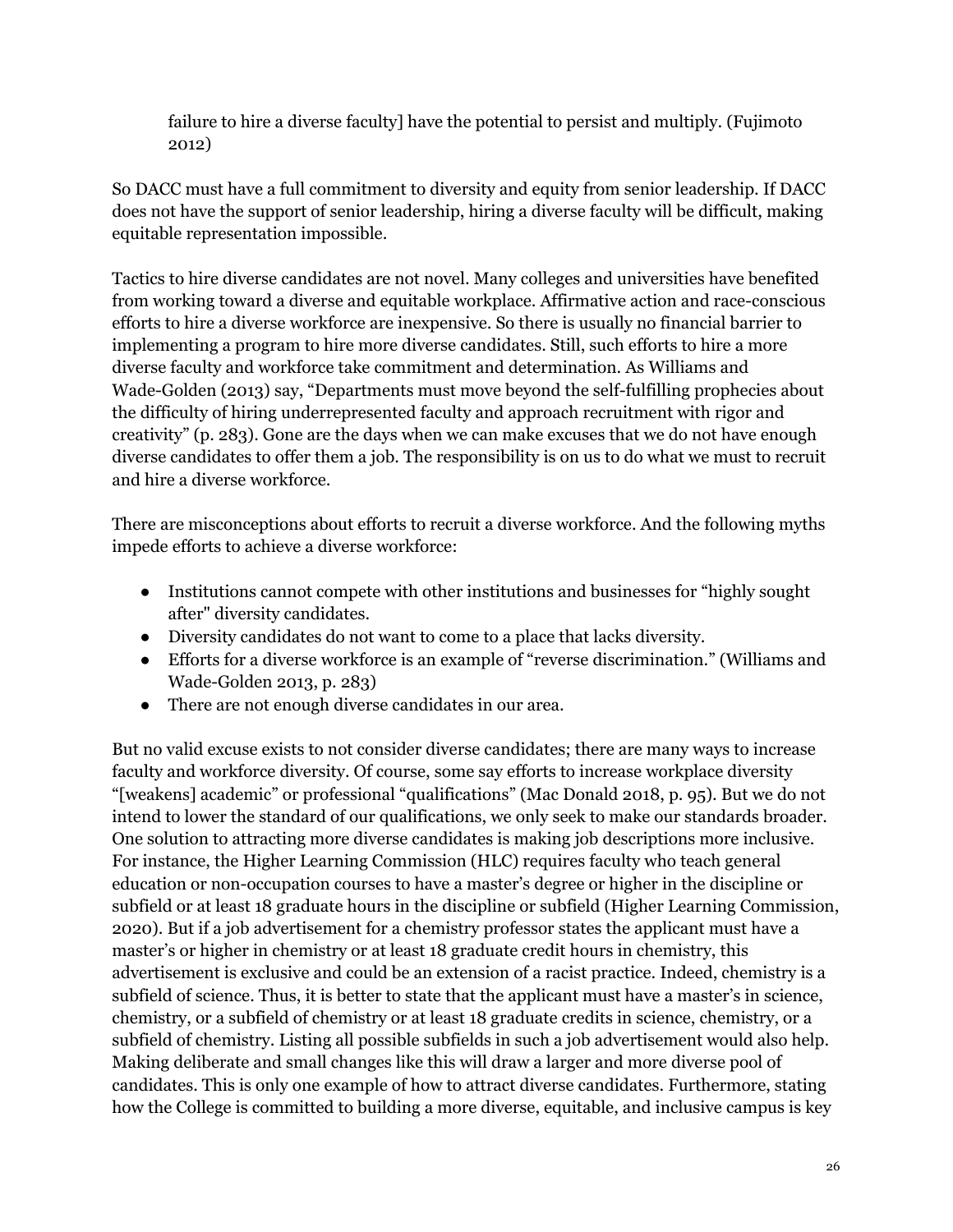failure to hire a diverse faculty] have the potential to persist and multiply. (Fujimoto 2012)

So DACC must have a full commitment to diversity and equity from senior leadership. If DACC does not have the support of senior leadership, hiring a diverse faculty will be difficult, making equitable representation impossible.

Tactics to hire diverse candidates are not novel. Many colleges and universities have benefited from working toward a diverse and equitable workplace. Affirmative action and race-conscious efforts to hire a diverse workforce are inexpensive. So there is usually no financial barrier to implementing a program to hire more diverse candidates. Still, such efforts to hire a more diverse faculty and workforce take commitment and determination. As Williams and Wade-Golden (2013) say, "Departments must move beyond the self-fulfilling prophecies about the difficulty of hiring underrepresented faculty and approach recruitment with rigor and creativity" (p. 283). Gone are the days when we can make excuses that we do not have enough diverse candidates to offer them a job. The responsibility is on us to do what we must to recruit and hire a diverse workforce.

There are misconceptions about efforts to recruit a diverse workforce. And the following myths impede efforts to achieve a diverse workforce:

- Institutions cannot compete with other institutions and businesses for "highly sought after" diversity candidates.
- Diversity candidates do not want to come to a place that lacks diversity.
- Efforts for a diverse workforce is an example of "reverse discrimination." (Williams and Wade-Golden 2013, p. 283)
- There are not enough diverse candidates in our area.

But no valid excuse exists to not consider diverse candidates; there are many ways to increase faculty and workforce diversity. Of course, some say efforts to increase workplace diversity "[weakens] academic" or professional "qualifications" (Mac Donald 2018, p. 95). But we do not intend to lower the standard of our qualifications, we only seek to make our standards broader. One solution to attracting more diverse candidates is making job descriptions more inclusive. For instance, the Higher Learning Commission (HLC) requires faculty who teach general education or non-occupation courses to have a master's degree or higher in the discipline or subfield or at least 18 graduate hours in the discipline or subfield (Higher Learning Commission, 2020). But if a job advertisement for a chemistry professor states the applicant must have a master's or higher in chemistry or at least 18 graduate credit hours in chemistry, this advertisement is exclusive and could be an extension of a racist practice. Indeed, chemistry is a subfield of science. Thus, it is better to state that the applicant must have a master's in science, chemistry, or a subfield of chemistry or at least 18 graduate credits in science, chemistry, or a subfield of chemistry. Listing all possible subfields in such a job advertisement would also help. Making deliberate and small changes like this will draw a larger and more diverse pool of candidates. This is only one example of how to attract diverse candidates. Furthermore, stating how the College is committed to building a more diverse, equitable, and inclusive campus is key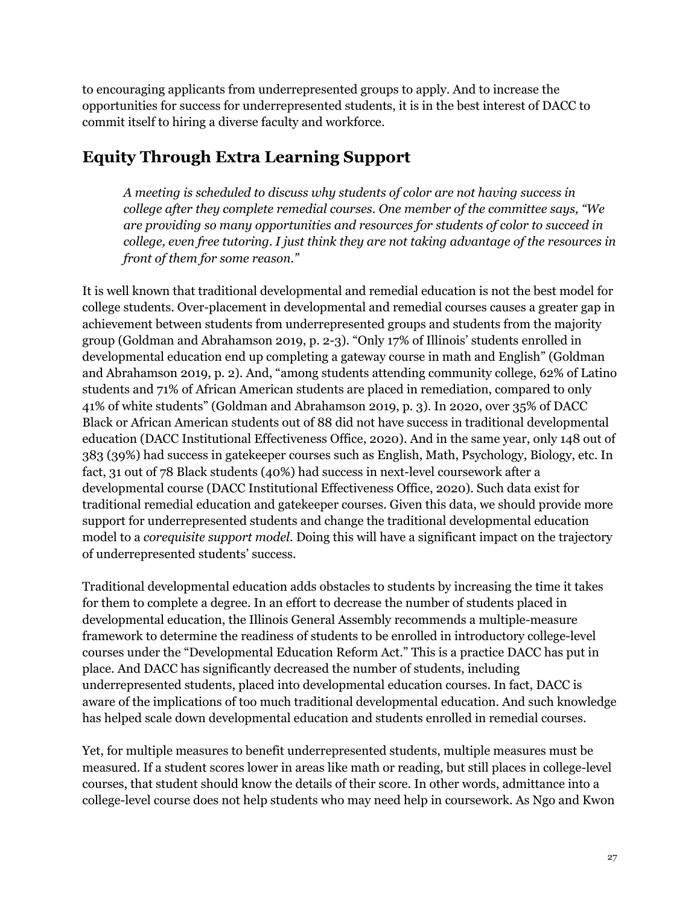to encouraging applicants from underrepresented groups to apply. And to increase the opportunities for success for underrepresented students, it is in the best interest of DACC to commit itself to hiring a diverse faculty and workforce.

## Equity Through Extra Learning Support

> *A meeting is scheduled to discuss why students of color are not having success in college after they complete remedial courses. One member of the committee says, "We are providing so many opportunities and resources for students of color to succeed in college, even free tutoring. I just think they are not taking advantage of the resources in front of them for some reason."*

It is well known that traditional developmental and remedial education is not the best model for college students. Over-placement in developmental and remedial courses causes a greater gap in achievement between students from underrepresented groups and students from the majority group (Goldman and Abrahamson 2019, p. 2-3). "Only 17% of Illinois' students enrolled in developmental education end up completing a gateway course in math and English" (Goldman and Abrahamson 2019, p. 2). And, "among students attending community college, 62% of Latino students and 71% of African American students are placed in remediation, compared to only 41% of white students" (Goldman and Abrahamson 2019, p. 3). In 2020, over 35% of DACC Black or African American students out of 88 did not have success in traditional developmental education (DACC Institutional Effectiveness Office, 2020). And in the same year, only 148 out of 383 (39%) had success in gatekeeper courses such as English, Math, Psychology, Biology, etc. In fact, 31 out of 78 Black students (40%) had success in next-level coursework after a developmental course (DACC Institutional Effectiveness Office, 2020). Such data exist for traditional remedial education and gatekeeper courses. Given this data, we should provide more support for underrepresented students and change the traditional developmental education model to a *corequisite support model*. Doing this will have a significant impact on the trajectory of underrepresented students' success.

Traditional developmental education adds obstacles to students by increasing the time it takes for them to complete a degree. In an effort to decrease the number of students placed in developmental education, the Illinois General Assembly recommends a multiple-measure framework to determine the readiness of students to be enrolled in introductory college-level courses under the "Developmental Education Reform Act." This is a practice DACC has put in place. And DACC has significantly decreased the number of students, including underrepresented students, placed into developmental education courses. In fact, DACC is aware of the implications of too much traditional developmental education. And such knowledge has helped scale down developmental education and students enrolled in remedial courses.

Yet, for multiple measures to benefit underrepresented students, multiple measures must be measured. If a student scores lower in areas like math or reading, but still places in college-level courses, that student should know the details of their score. In other words, admittance into a college-level course does not help students who may need help in coursework. As Ngo and Kwon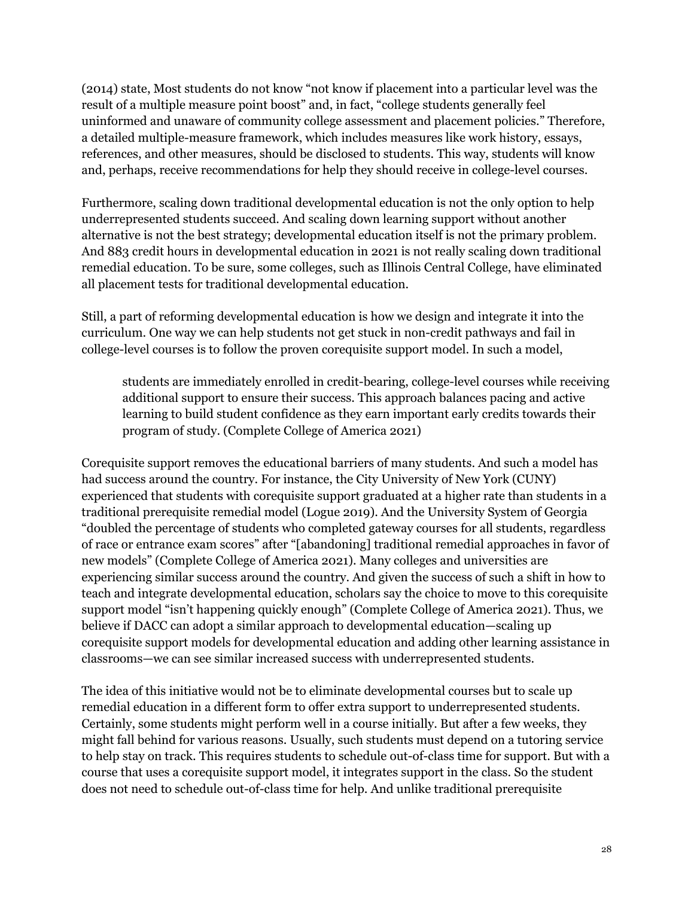(2014) state, Most students do not know "not know if placement into a particular level was the result of a multiple measure point boost" and, in fact, "college students generally feel uninformed and unaware of community college assessment and placement policies." Therefore, a detailed multiple-measure framework, which includes measures like work history, essays, references, and other measures, should be disclosed to students. This way, students will know and, perhaps, receive recommendations for help they should receive in college-level courses.

Furthermore, scaling down traditional developmental education is not the only option to help underrepresented students succeed. And scaling down learning support without another alternative is not the best strategy; developmental education itself is not the primary problem. And 883 credit hours in developmental education in 2021 is not really scaling down traditional remedial education. To be sure, some colleges, such as Illinois Central College, have eliminated all placement tests for traditional developmental education.

Still, a part of reforming developmental education is how we design and integrate it into the curriculum. One way we can help students not get stuck in non-credit pathways and fail in college-level courses is to follow the proven corequisite support model. In such a model,

> students are immediately enrolled in credit-bearing, college-level courses while receiving additional support to ensure their success. This approach balances pacing and active learning to build student confidence as they earn important early credits towards their program of study. (Complete College of America 2021)

Corequisite support removes the educational barriers of many students. And such a model has had success around the country. For instance, the City University of New York (CUNY) experienced that students with corequisite support graduated at a higher rate than students in a traditional prerequisite remedial model (Logue 2019). And the University System of Georgia "doubled the percentage of students who completed gateway courses for all students, regardless of race or entrance exam scores" after "[abandoning] traditional remedial approaches in favor of new models" (Complete College of America 2021). Many colleges and universities are experiencing similar success around the country. And given the success of such a shift in how to teach and integrate developmental education, scholars say the choice to move to this corequisite support model "isn't happening quickly enough" (Complete College of America 2021). Thus, we believe if DACC can adopt a similar approach to developmental education—scaling up corequisite support models for developmental education and adding other learning assistance in classrooms—we can see similar increased success with underrepresented students.

The idea of this initiative would not be to eliminate developmental courses but to scale up remedial education in a different form to offer extra support to underrepresented students. Certainly, some students might perform well in a course initially. But after a few weeks, they might fall behind for various reasons. Usually, such students must depend on a tutoring service to help stay on track. This requires students to schedule out-of-class time for support. But with a course that uses a corequisite support model, it integrates support in the class. So the student does not need to schedule out-of-class time for help. And unlike traditional prerequisite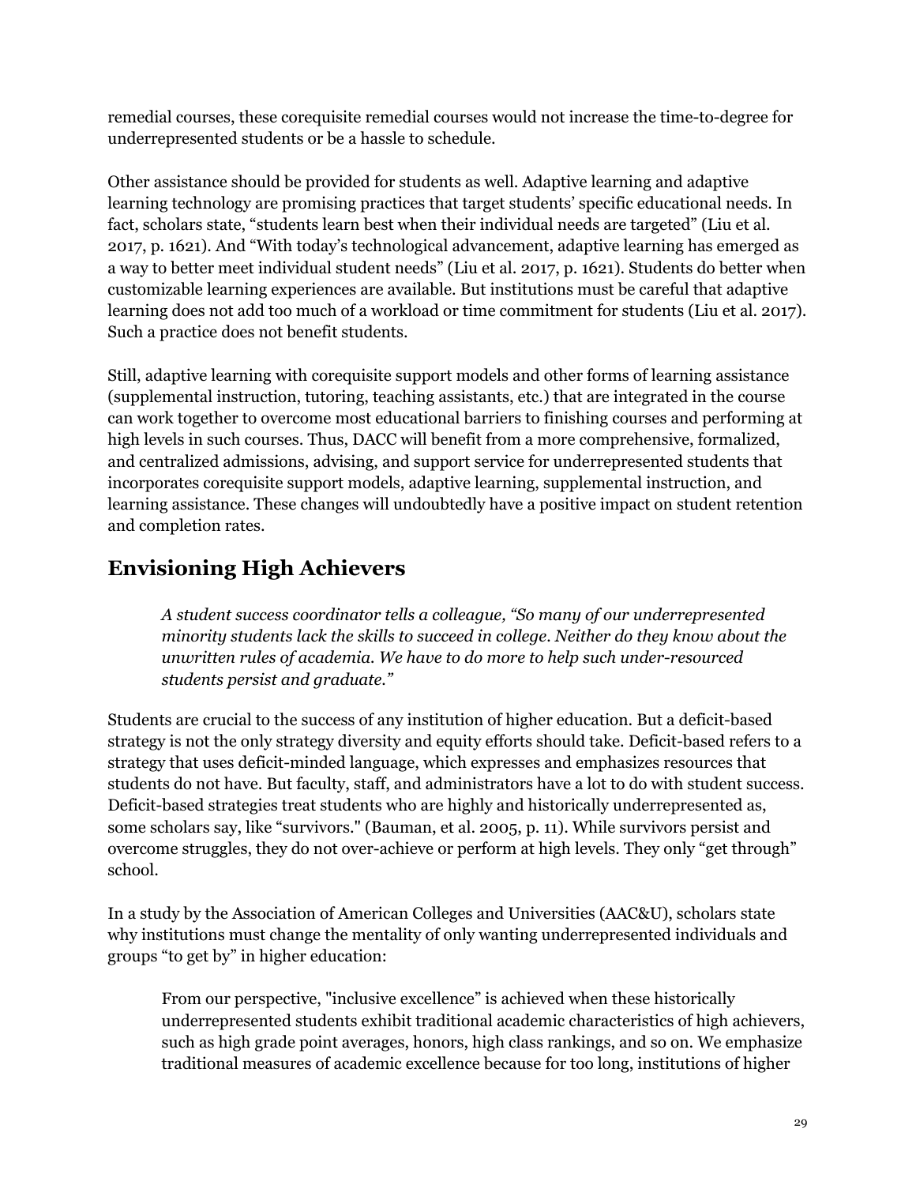remedial courses, these corequisite remedial courses would not increase the time-to-degree for underrepresented students or be a hassle to schedule.

Other assistance should be provided for students as well. Adaptive learning and adaptive learning technology are promising practices that target students' specific educational needs. In fact, scholars state, "students learn best when their individual needs are targeted" (Liu et al. 2017, p. 1621). And "With today's technological advancement, adaptive learning has emerged as a way to better meet individual student needs" (Liu et al. 2017, p. 1621). Students do better when customizable learning experiences are available. But institutions must be careful that adaptive learning does not add too much of a workload or time commitment for students (Liu et al. 2017). Such a practice does not benefit students.

Still, adaptive learning with corequisite support models and other forms of learning assistance (supplemental instruction, tutoring, teaching assistants, etc.) that are integrated in the course can work together to overcome most educational barriers to finishing courses and performing at high levels in such courses. Thus, DACC will benefit from a more comprehensive, formalized, and centralized admissions, advising, and support service for underrepresented students that incorporates corequisite support models, adaptive learning, supplemental instruction, and learning assistance. These changes will undoubtedly have a positive impact on student retention and completion rates.

## Envisioning High Achievers

> *A student success coordinator tells a colleague, "So many of our underrepresented minority students lack the skills to succeed in college. Neither do they know about the unwritten rules of academia. We have to do more to help such under-resourced students persist and graduate."*

Students are crucial to the success of any institution of higher education. But a deficit-based strategy is not the only strategy diversity and equity efforts should take. Deficit-based refers to a strategy that uses deficit-minded language, which expresses and emphasizes resources that students do not have. But faculty, staff, and administrators have a lot to do with student success. Deficit-based strategies treat students who are highly and historically underrepresented as, some scholars say, like "survivors." (Bauman, et al. 2005, p. 11). While survivors persist and overcome struggles, they do not over-achieve or perform at high levels. They only "get through" school.

In a study by the Association of American Colleges and Universities (AAC&U), scholars state why institutions must change the mentality of only wanting underrepresented individuals and groups "to get by" in higher education:

> From our perspective, "inclusive excellence" is achieved when these historically underrepresented students exhibit traditional academic characteristics of high achievers, such as high grade point averages, honors, high class rankings, and so on. We emphasize traditional measures of academic excellence because for too long, institutions of higher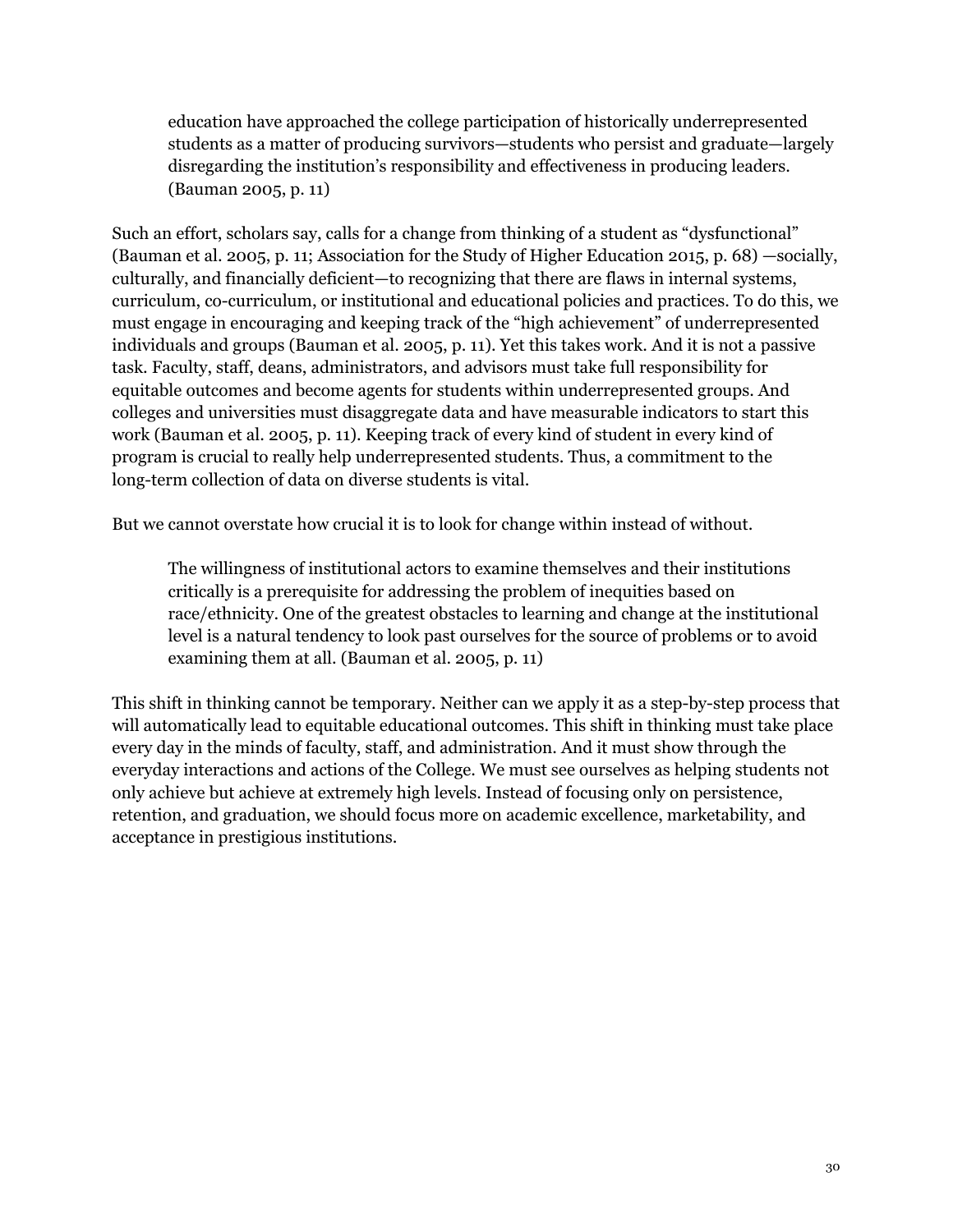> education have approached the college participation of historically underrepresented students as a matter of producing survivors—students who persist and graduate—largely disregarding the institution's responsibility and effectiveness in producing leaders. (Bauman 2005, p. 11)

Such an effort, scholars say, calls for a change from thinking of a student as "dysfunctional" (Bauman et al. 2005, p. 11; Association for the Study of Higher Education 2015, p. 68) —socially, culturally, and financially deficient—to recognizing that there are flaws in internal systems, curriculum, co-curriculum, or institutional and educational policies and practices. To do this, we must engage in encouraging and keeping track of the "high achievement" of underrepresented individuals and groups (Bauman et al. 2005, p. 11). Yet this takes work. And it is not a passive task. Faculty, staff, deans, administrators, and advisors must take full responsibility for equitable outcomes and become agents for students within underrepresented groups. And colleges and universities must disaggregate data and have measurable indicators to start this work (Bauman et al. 2005, p. 11). Keeping track of every kind of student in every kind of program is crucial to really help underrepresented students. Thus, a commitment to the long-term collection of data on diverse students is vital.

But we cannot overstate how crucial it is to look for change within instead of without.

> The willingness of institutional actors to examine themselves and their institutions critically is a prerequisite for addressing the problem of inequities based on race/ethnicity. One of the greatest obstacles to learning and change at the institutional level is a natural tendency to look past ourselves for the source of problems or to avoid examining them at all. (Bauman et al. 2005, p. 11)

This shift in thinking cannot be temporary. Neither can we apply it as a step-by-step process that will automatically lead to equitable educational outcomes. This shift in thinking must take place every day in the minds of faculty, staff, and administration. And it must show through the everyday interactions and actions of the College. We must see ourselves as helping students not only achieve but achieve at extremely high levels. Instead of focusing only on persistence, retention, and graduation, we should focus more on academic excellence, marketability, and acceptance in prestigious institutions.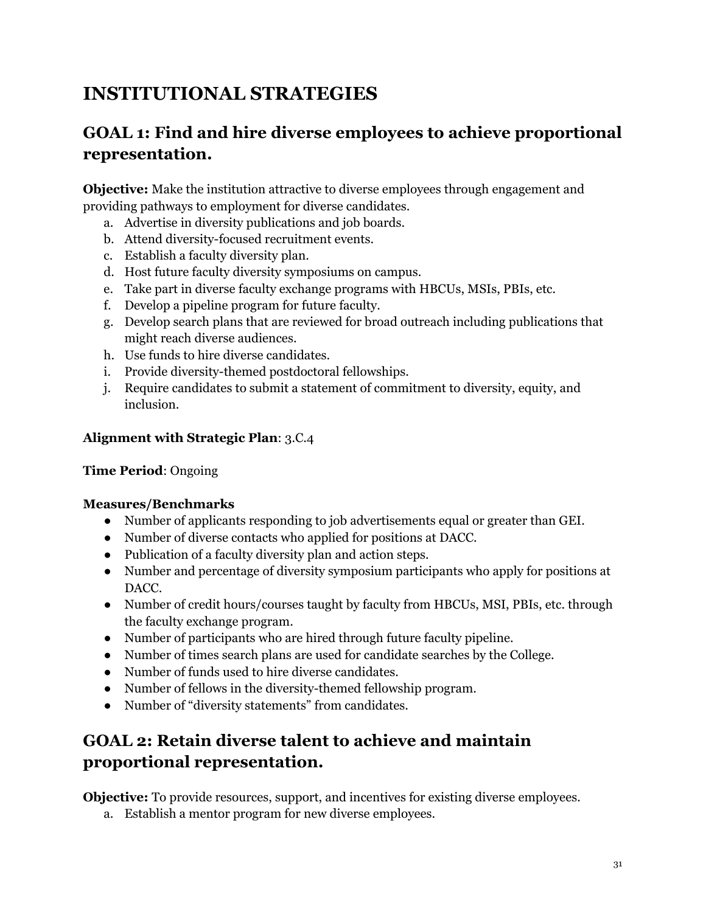# INSTITUTIONAL STRATEGIES

## GOAL 1: Find and hire diverse employees to achieve proportional representation.

**Objective:** Make the institution attractive to diverse employees through engagement and providing pathways to employment for diverse candidates.

a. Advertise in diversity publications and job boards.
b. Attend diversity-focused recruitment events.
c. Establish a faculty diversity plan.
d. Host future faculty diversity symposiums on campus.
e. Take part in diverse faculty exchange programs with HBCUs, MSIs, PBIs, etc.
f. Develop a pipeline program for future faculty.
g. Develop search plans that are reviewed for broad outreach including publications that might reach diverse audiences.
h. Use funds to hire diverse candidates.
i. Provide diversity-themed postdoctoral fellowships.
j. Require candidates to submit a statement of commitment to diversity, equity, and inclusion.

**Alignment with Strategic Plan**: 3.C.4

**Time Period**: Ongoing

**Measures/Benchmarks**

- Number of applicants responding to job advertisements equal or greater than GEI.
- Number of diverse contacts who applied for positions at DACC.
- Publication of a faculty diversity plan and action steps.
- Number and percentage of diversity symposium participants who apply for positions at DACC.
- Number of credit hours/courses taught by faculty from HBCUs, MSI, PBIs, etc. through the faculty exchange program.
- Number of participants who are hired through future faculty pipeline.
- Number of times search plans are used for candidate searches by the College.
- Number of funds used to hire diverse candidates.
- Number of fellows in the diversity-themed fellowship program.
- Number of "diversity statements" from candidates.

## GOAL 2: Retain diverse talent to achieve and maintain proportional representation.

**Objective:** To provide resources, support, and incentives for existing diverse employees.

a. Establish a mentor program for new diverse employees.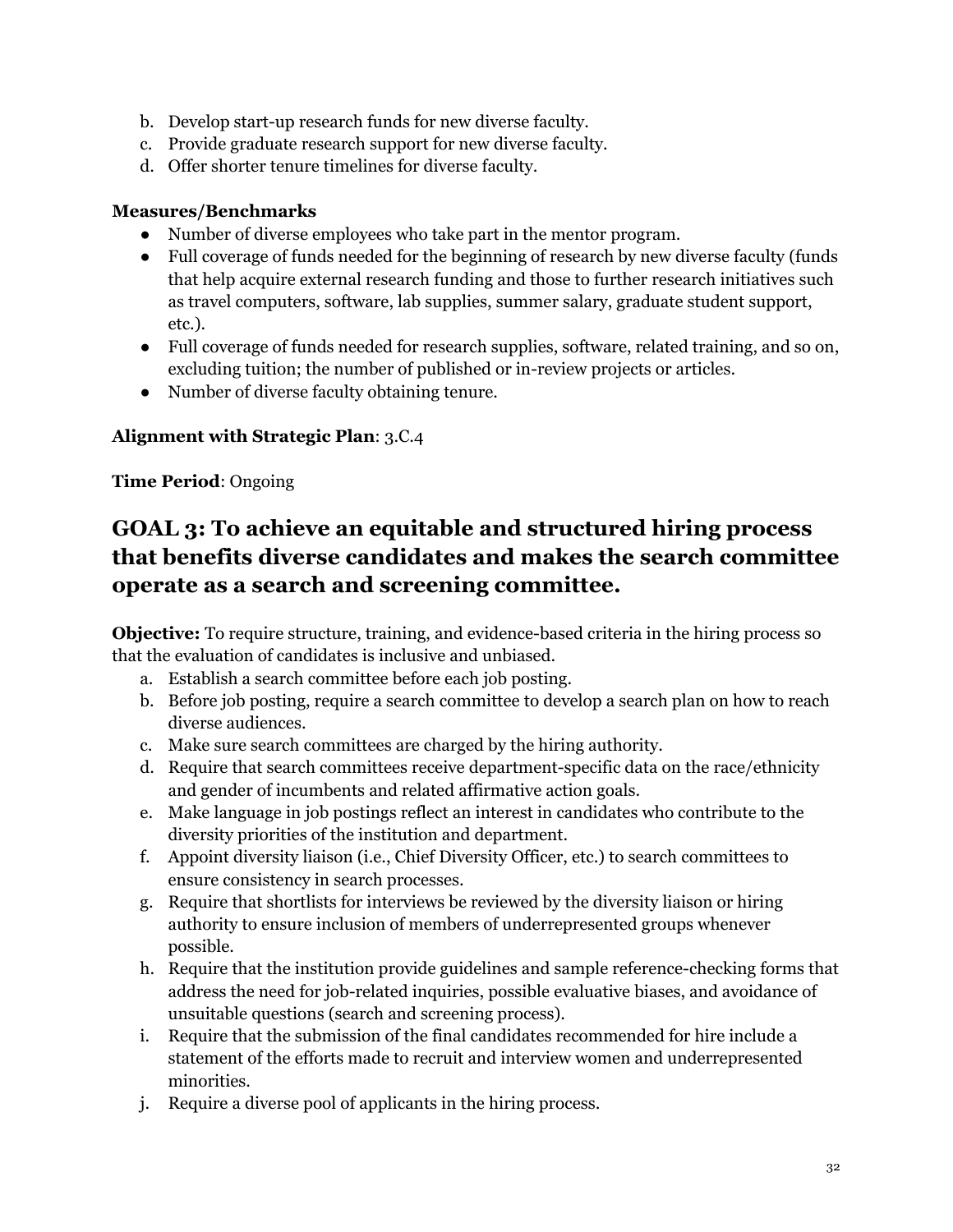b. Develop start-up research funds for new diverse faculty.
c. Provide graduate research support for new diverse faculty.
d. Offer shorter tenure timelines for diverse faculty.

**Measures/Benchmarks**

- Number of diverse employees who take part in the mentor program.
- Full coverage of funds needed for the beginning of research by new diverse faculty (funds that help acquire external research funding and those to further research initiatives such as travel computers, software, lab supplies, summer salary, graduate student support, etc.).
- Full coverage of funds needed for research supplies, software, related training, and so on, excluding tuition; the number of published or in-review projects or articles.
- Number of diverse faculty obtaining tenure.

**Alignment with Strategic Plan**: 3.C.4

**Time Period**: Ongoing

## GOAL 3: To achieve an equitable and structured hiring process that benefits diverse candidates and makes the search committee operate as a search and screening committee.

**Objective:** To require structure, training, and evidence-based criteria in the hiring process so that the evaluation of candidates is inclusive and unbiased.

a. Establish a search committee before each job posting.
b. Before job posting, require a search committee to develop a search plan on how to reach diverse audiences.
c. Make sure search committees are charged by the hiring authority.
d. Require that search committees receive department-specific data on the race/ethnicity and gender of incumbents and related affirmative action goals.
e. Make language in job postings reflect an interest in candidates who contribute to the diversity priorities of the institution and department.
f. Appoint diversity liaison (i.e., Chief Diversity Officer, etc.) to search committees to ensure consistency in search processes.
g. Require that shortlists for interviews be reviewed by the diversity liaison or hiring authority to ensure inclusion of members of underrepresented groups whenever possible.
h. Require that the institution provide guidelines and sample reference-checking forms that address the need for job-related inquiries, possible evaluative biases, and avoidance of unsuitable questions (search and screening process).
i. Require that the submission of the final candidates recommended for hire include a statement of the efforts made to recruit and interview women and underrepresented minorities.
j. Require a diverse pool of applicants in the hiring process.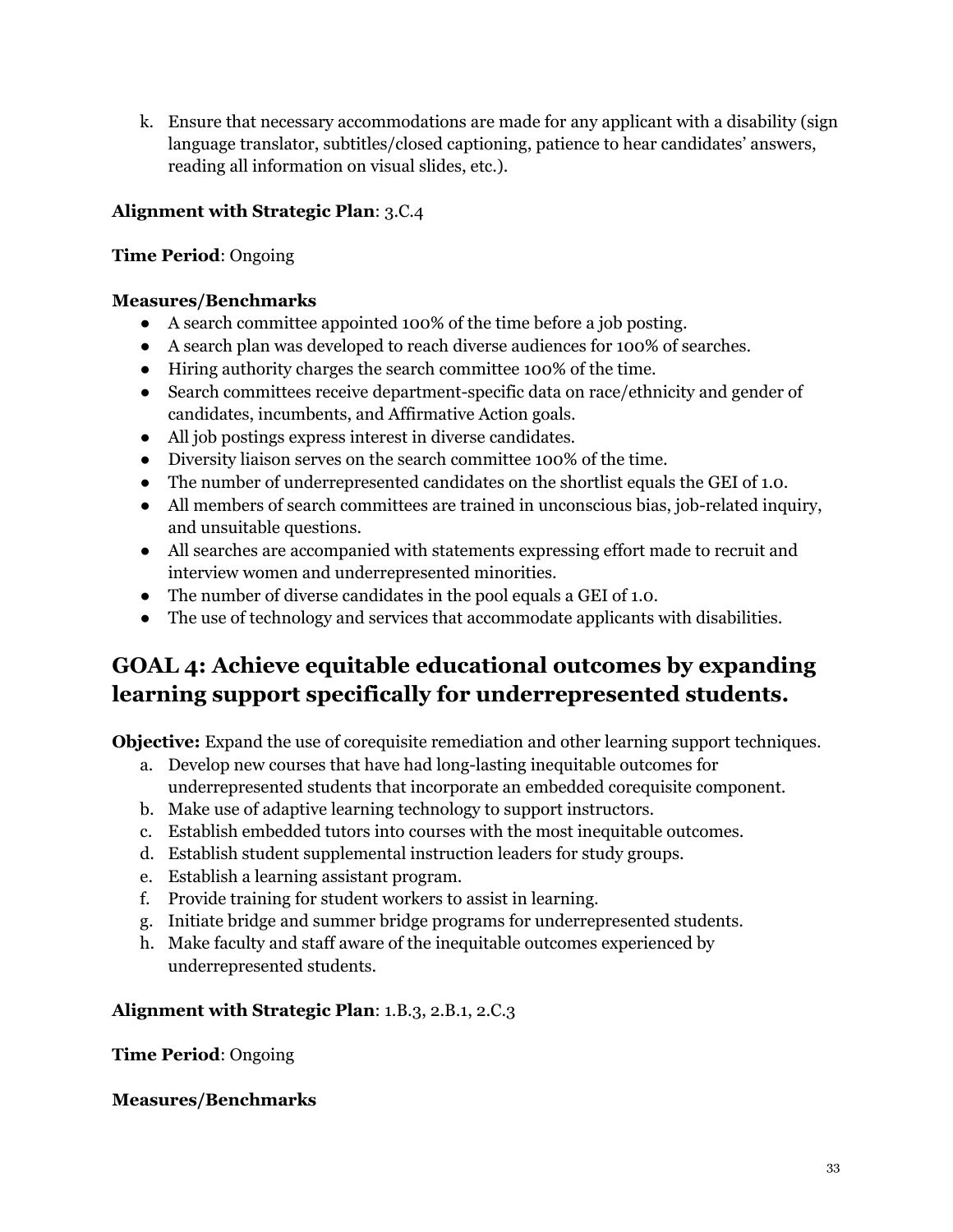k. Ensure that necessary accommodations are made for any applicant with a disability (sign language translator, subtitles/closed captioning, patience to hear candidates' answers, reading all information on visual slides, etc.).

**Alignment with Strategic Plan**: 3.C.4

**Time Period**: Ongoing

**Measures/Benchmarks**

- A search committee appointed 100% of the time before a job posting.
- A search plan was developed to reach diverse audiences for 100% of searches.
- Hiring authority charges the search committee 100% of the time.
- Search committees receive department-specific data on race/ethnicity and gender of candidates, incumbents, and Affirmative Action goals.
- All job postings express interest in diverse candidates.
- Diversity liaison serves on the search committee 100% of the time.
- The number of underrepresented candidates on the shortlist equals the GEI of 1.0.
- All members of search committees are trained in unconscious bias, job-related inquiry, and unsuitable questions.
- All searches are accompanied with statements expressing effort made to recruit and interview women and underrepresented minorities.
- The number of diverse candidates in the pool equals a GEI of 1.0.
- The use of technology and services that accommodate applicants with disabilities.

## GOAL 4: Achieve equitable educational outcomes by expanding learning support specifically for underrepresented students.

**Objective:** Expand the use of corequisite remediation and other learning support techniques.

a. Develop new courses that have had long-lasting inequitable outcomes for underrepresented students that incorporate an embedded corequisite component.
b. Make use of adaptive learning technology to support instructors.
c. Establish embedded tutors into courses with the most inequitable outcomes.
d. Establish student supplemental instruction leaders for study groups.
e. Establish a learning assistant program.
f. Provide training for student workers to assist in learning.
g. Initiate bridge and summer bridge programs for underrepresented students.
h. Make faculty and staff aware of the inequitable outcomes experienced by underrepresented students.

**Alignment with Strategic Plan**: 1.B.3, 2.B.1, 2.C.3

**Time Period**: Ongoing

**Measures/Benchmarks**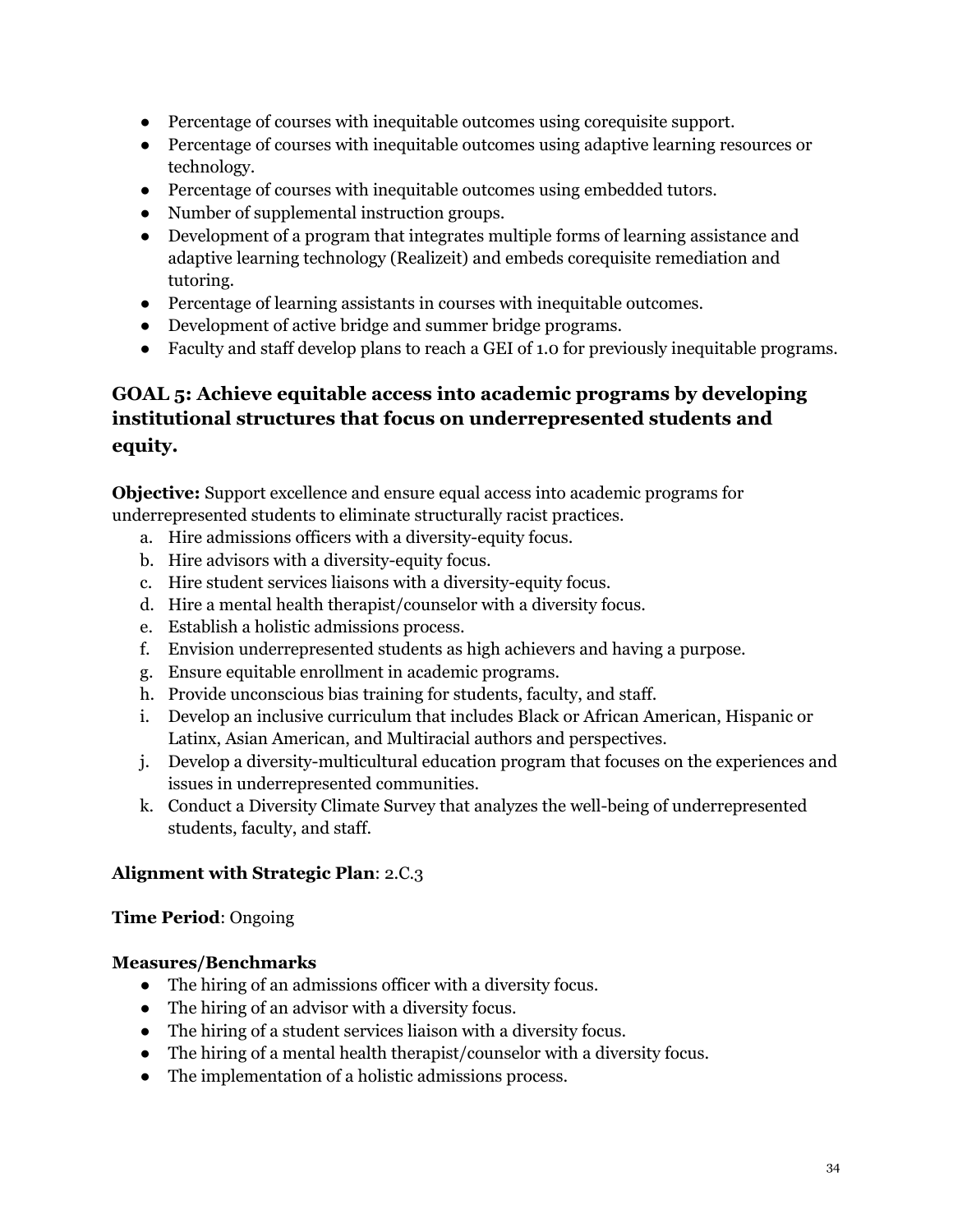- Percentage of courses with inequitable outcomes using corequisite support.
- Percentage of courses with inequitable outcomes using adaptive learning resources or technology.
- Percentage of courses with inequitable outcomes using embedded tutors.
- Number of supplemental instruction groups.
- Development of a program that integrates multiple forms of learning assistance and adaptive learning technology (Realizeit) and embeds corequisite remediation and tutoring.
- Percentage of learning assistants in courses with inequitable outcomes.
- Development of active bridge and summer bridge programs.
- Faculty and staff develop plans to reach a GEI of 1.0 for previously inequitable programs.

## GOAL 5: Achieve equitable access into academic programs by developing institutional structures that focus on underrepresented students and equity.

**Objective:** Support excellence and ensure equal access into academic programs for underrepresented students to eliminate structurally racist practices.

a. Hire admissions officers with a diversity-equity focus.
b. Hire advisors with a diversity-equity focus.
c. Hire student services liaisons with a diversity-equity focus.
d. Hire a mental health therapist/counselor with a diversity focus.
e. Establish a holistic admissions process.
f. Envision underrepresented students as high achievers and having a purpose.
g. Ensure equitable enrollment in academic programs.
h. Provide unconscious bias training for students, faculty, and staff.
i. Develop an inclusive curriculum that includes Black or African American, Hispanic or Latinx, Asian American, and Multiracial authors and perspectives.
j. Develop a diversity-multicultural education program that focuses on the experiences and issues in underrepresented communities.
k. Conduct a Diversity Climate Survey that analyzes the well-being of underrepresented students, faculty, and staff.

**Alignment with Strategic Plan**: 2.C.3

**Time Period**: Ongoing

**Measures/Benchmarks**

- The hiring of an admissions officer with a diversity focus.
- The hiring of an advisor with a diversity focus.
- The hiring of a student services liaison with a diversity focus.
- The hiring of a mental health therapist/counselor with a diversity focus.
- The implementation of a holistic admissions process.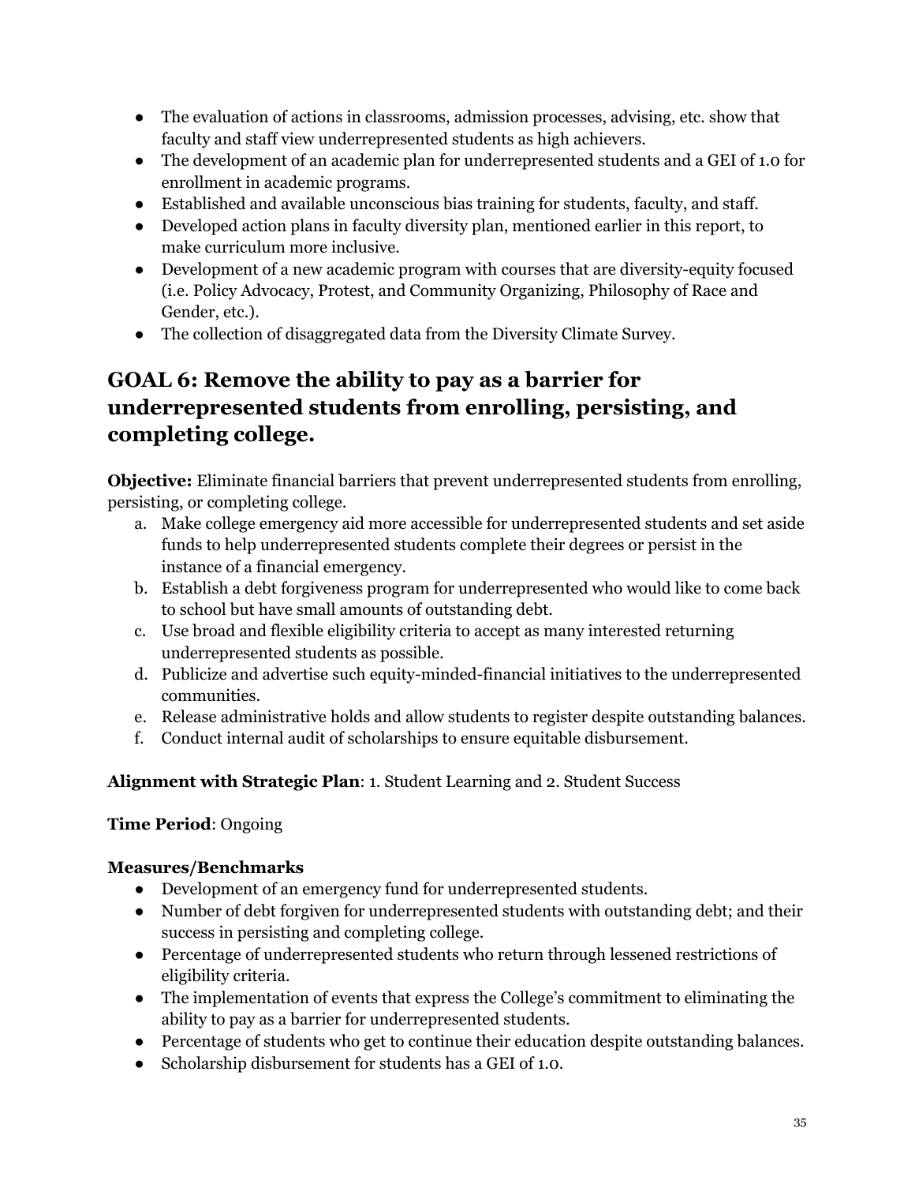- The evaluation of actions in classrooms, admission processes, advising, etc. show that faculty and staff view underrepresented students as high achievers.
- The development of an academic plan for underrepresented students and a GEI of 1.0 for enrollment in academic programs.
- Established and available unconscious bias training for students, faculty, and staff.
- Developed action plans in faculty diversity plan, mentioned earlier in this report, to make curriculum more inclusive.
- Development of a new academic program with courses that are diversity-equity focused (i.e. Policy Advocacy, Protest, and Community Organizing, Philosophy of Race and Gender, etc.).
- The collection of disaggregated data from the Diversity Climate Survey.

## GOAL 6: Remove the ability to pay as a barrier for underrepresented students from enrolling, persisting, and completing college.

**Objective:** Eliminate financial barriers that prevent underrepresented students from enrolling, persisting, or completing college.

a. Make college emergency aid more accessible for underrepresented students and set aside funds to help underrepresented students complete their degrees or persist in the instance of a financial emergency.
b. Establish a debt forgiveness program for underrepresented who would like to come back to school but have small amounts of outstanding debt.
c. Use broad and flexible eligibility criteria to accept as many interested returning underrepresented students as possible.
d. Publicize and advertise such equity-minded-financial initiatives to the underrepresented communities.
e. Release administrative holds and allow students to register despite outstanding balances.
f. Conduct internal audit of scholarships to ensure equitable disbursement.

**Alignment with Strategic Plan**: 1. Student Learning and 2. Student Success

**Time Period**: Ongoing

**Measures/Benchmarks**

- Development of an emergency fund for underrepresented students.
- Number of debt forgiven for underrepresented students with outstanding debt; and their success in persisting and completing college.
- Percentage of underrepresented students who return through lessened restrictions of eligibility criteria.
- The implementation of events that express the College's commitment to eliminating the ability to pay as a barrier for underrepresented students.
- Percentage of students who get to continue their education despite outstanding balances.
- Scholarship disbursement for students has a GEI of 1.0.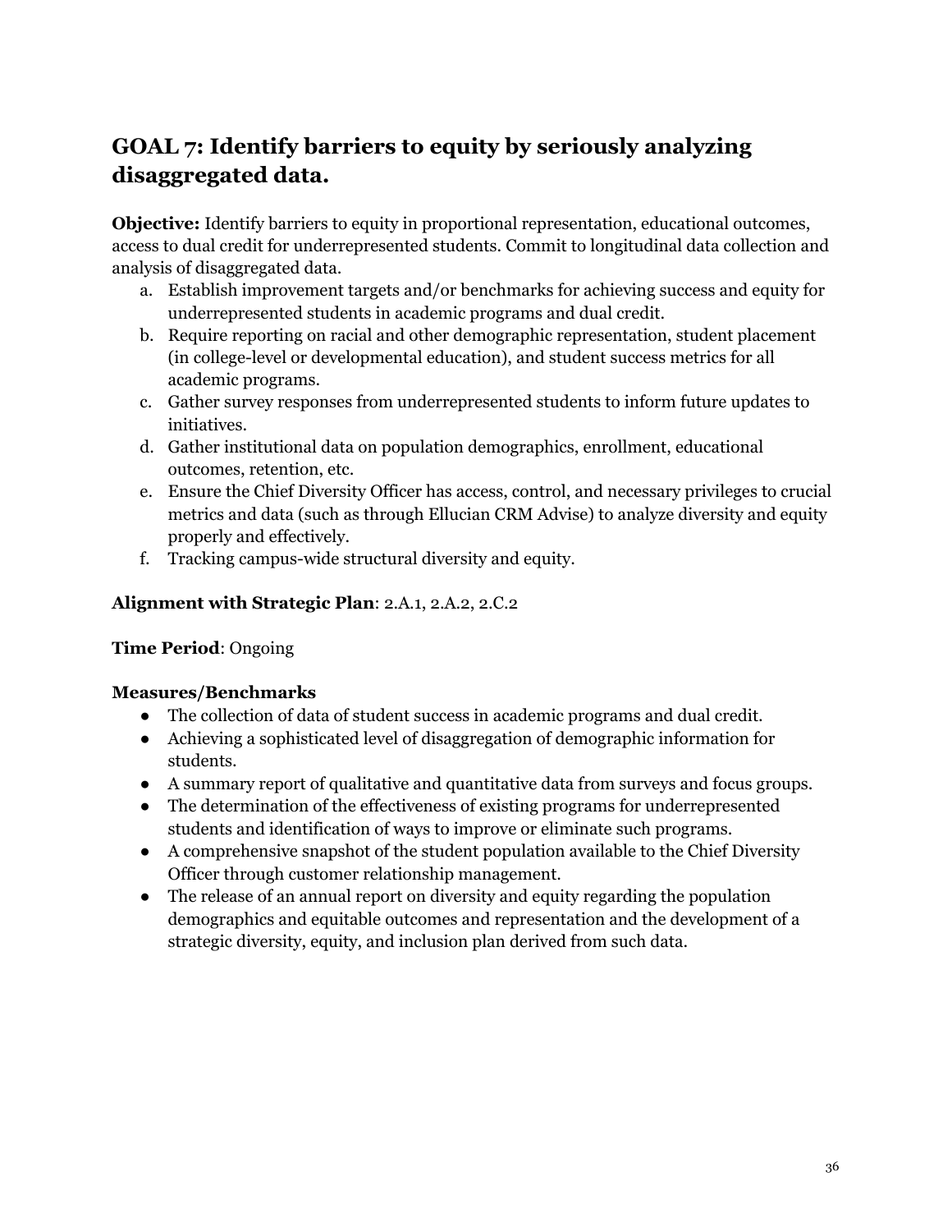## GOAL 7: Identify barriers to equity by seriously analyzing disaggregated data.

**Objective:** Identify barriers to equity in proportional representation, educational outcomes, access to dual credit for underrepresented students. Commit to longitudinal data collection and analysis of disaggregated data.

a. Establish improvement targets and/or benchmarks for achieving success and equity for underrepresented students in academic programs and dual credit.
b. Require reporting on racial and other demographic representation, student placement (in college-level or developmental education), and student success metrics for all academic programs.
c. Gather survey responses from underrepresented students to inform future updates to initiatives.
d. Gather institutional data on population demographics, enrollment, educational outcomes, retention, etc.
e. Ensure the Chief Diversity Officer has access, control, and necessary privileges to crucial metrics and data (such as through Ellucian CRM Advise) to analyze diversity and equity properly and effectively.
f. Tracking campus-wide structural diversity and equity.

**Alignment with Strategic Plan**: 2.A.1, 2.A.2, 2.C.2

**Time Period**: Ongoing

**Measures/Benchmarks**

- The collection of data of student success in academic programs and dual credit.
- Achieving a sophisticated level of disaggregation of demographic information for students.
- A summary report of qualitative and quantitative data from surveys and focus groups.
- The determination of the effectiveness of existing programs for underrepresented students and identification of ways to improve or eliminate such programs.
- A comprehensive snapshot of the student population available to the Chief Diversity Officer through customer relationship management.
- The release of an annual report on diversity and equity regarding the population demographics and equitable outcomes and representation and the development of a strategic diversity, equity, and inclusion plan derived from such data.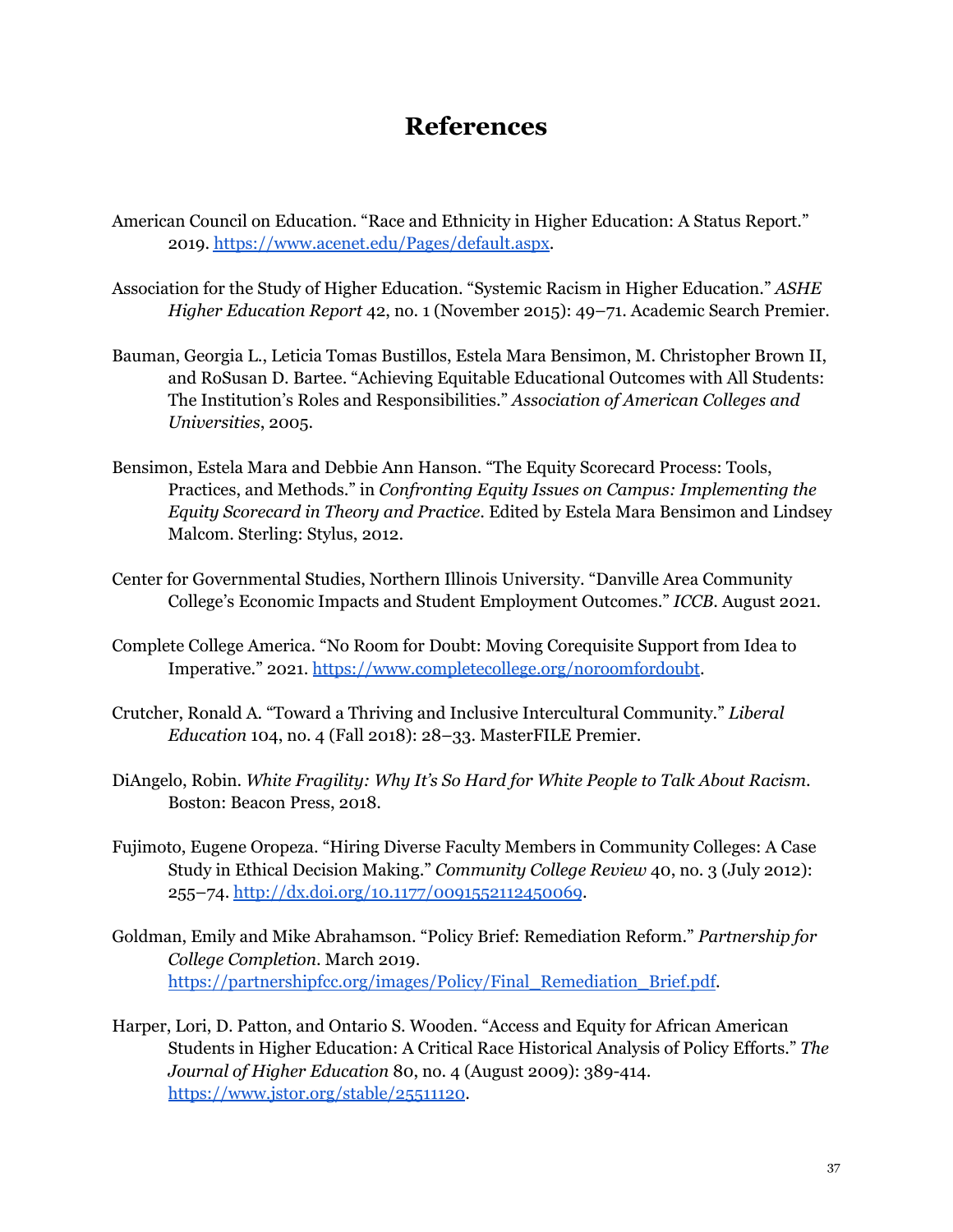# References

American Council on Education. "Race and Ethnicity in Higher Education: A Status Report." 2019. https://www.acenet.edu/Pages/default.aspx.

Association for the Study of Higher Education. "Systemic Racism in Higher Education." *ASHE Higher Education Report* 42, no. 1 (November 2015): 49–71. Academic Search Premier.

Bauman, Georgia L., Leticia Tomas Bustillos, Estela Mara Bensimon, M. Christopher Brown II, and RoSusan D. Bartee. "Achieving Equitable Educational Outcomes with All Students: The Institution's Roles and Responsibilities." *Association of American Colleges and Universities*, 2005.

Bensimon, Estela Mara and Debbie Ann Hanson. "The Equity Scorecard Process: Tools, Practices, and Methods." in *Confronting Equity Issues on Campus: Implementing the Equity Scorecard in Theory and Practice*. Edited by Estela Mara Bensimon and Lindsey Malcom. Sterling: Stylus, 2012.

Center for Governmental Studies, Northern Illinois University. "Danville Area Community College's Economic Impacts and Student Employment Outcomes." *ICCB*. August 2021.

Complete College America. "No Room for Doubt: Moving Corequisite Support from Idea to Imperative." 2021. https://www.completecollege.org/noroomfordoubt.

Crutcher, Ronald A. "Toward a Thriving and Inclusive Intercultural Community." *Liberal Education* 104, no. 4 (Fall 2018): 28–33. MasterFILE Premier.

DiAngelo, Robin. *White Fragility: Why It's So Hard for White People to Talk About Racism*. Boston: Beacon Press, 2018.

Fujimoto, Eugene Oropeza. "Hiring Diverse Faculty Members in Community Colleges: A Case Study in Ethical Decision Making." *Community College Review* 40, no. 3 (July 2012): 255–74. http://dx.doi.org/10.1177/0091552112450069.

Goldman, Emily and Mike Abrahamson. "Policy Brief: Remediation Reform." *Partnership for College Completion*. March 2019. https://partnershipfcc.org/images/Policy/Final_Remediation_Brief.pdf.

Harper, Lori, D. Patton, and Ontario S. Wooden. "Access and Equity for African American Students in Higher Education: A Critical Race Historical Analysis of Policy Efforts." *The Journal of Higher Education* 80, no. 4 (August 2009): 389-414. https://www.jstor.org/stable/25511120.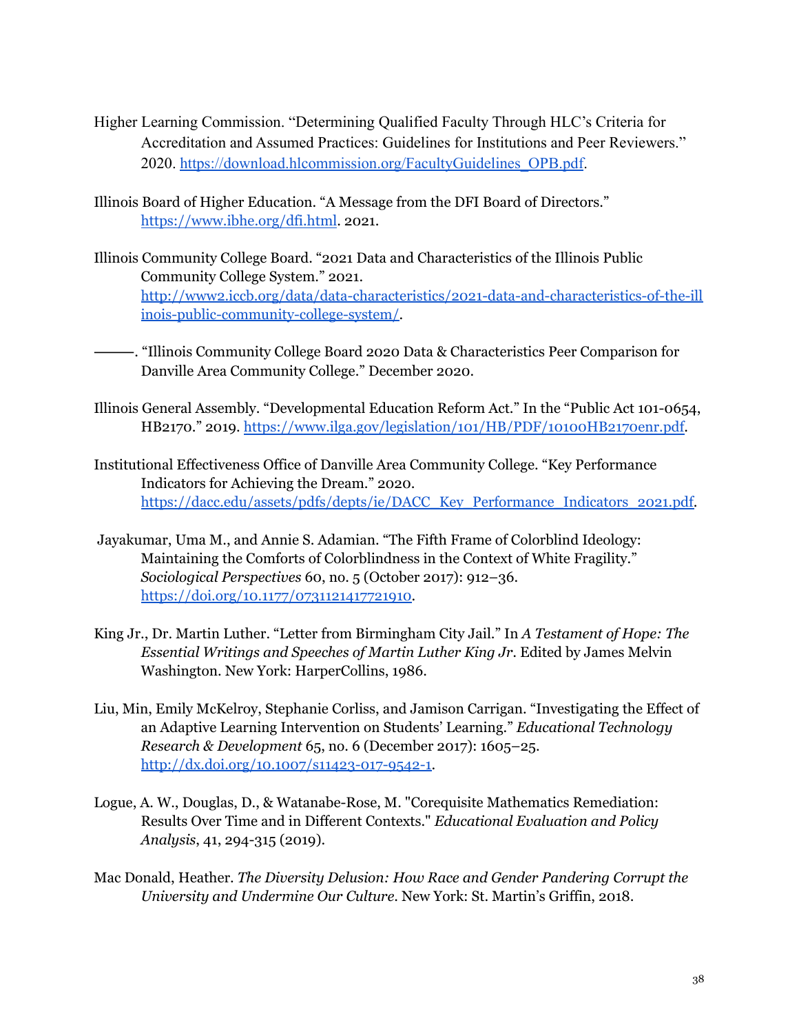Higher Learning Commission. "Determining Qualified Faculty Through HLC's Criteria for Accreditation and Assumed Practices: Guidelines for Institutions and Peer Reviewers." 2020. https://download.hlcommission.org/FacultyGuidelines_OPB.pdf.

Illinois Board of Higher Education. "A Message from the DFI Board of Directors." https://www.ibhe.org/dfi.html. 2021.

Illinois Community College Board. "2021 Data and Characteristics of the Illinois Public Community College System." 2021. http://www2.iccb.org/data/data-characteristics/2021-data-and-characteristics-of-the-illinois-public-community-college-system/.

———. "Illinois Community College Board 2020 Data & Characteristics Peer Comparison for Danville Area Community College." December 2020.

Illinois General Assembly. "Developmental Education Reform Act." In the "Public Act 101-0654, HB2170." 2019. https://www.ilga.gov/legislation/101/HB/PDF/10100HB2170enr.pdf.

Institutional Effectiveness Office of Danville Area Community College. "Key Performance Indicators for Achieving the Dream." 2020. https://dacc.edu/assets/pdfs/depts/ie/DACC_Key_Performance_Indicators_2021.pdf.

Jayakumar, Uma M., and Annie S. Adamian. "The Fifth Frame of Colorblind Ideology: Maintaining the Comforts of Colorblindness in the Context of White Fragility." *Sociological Perspectives* 60, no. 5 (October 2017): 912–36. https://doi.org/10.1177/0731121417721910.

King Jr., Dr. Martin Luther. "Letter from Birmingham City Jail." In *A Testament of Hope: The Essential Writings and Speeches of Martin Luther King Jr.* Edited by James Melvin Washington. New York: HarperCollins, 1986.

Liu, Min, Emily McKelroy, Stephanie Corliss, and Jamison Carrigan. "Investigating the Effect of an Adaptive Learning Intervention on Students' Learning." *Educational Technology Research & Development* 65, no. 6 (December 2017): 1605–25. http://dx.doi.org/10.1007/s11423-017-9542-1.

Logue, A. W., Douglas, D., & Watanabe-Rose, M. "Corequisite Mathematics Remediation: Results Over Time and in Different Contexts." *Educational Evaluation and Policy Analysis*, 41, 294-315 (2019).

Mac Donald, Heather. *The Diversity Delusion: How Race and Gender Pandering Corrupt the University and Undermine Our Culture*. New York: St. Martin's Griffin, 2018.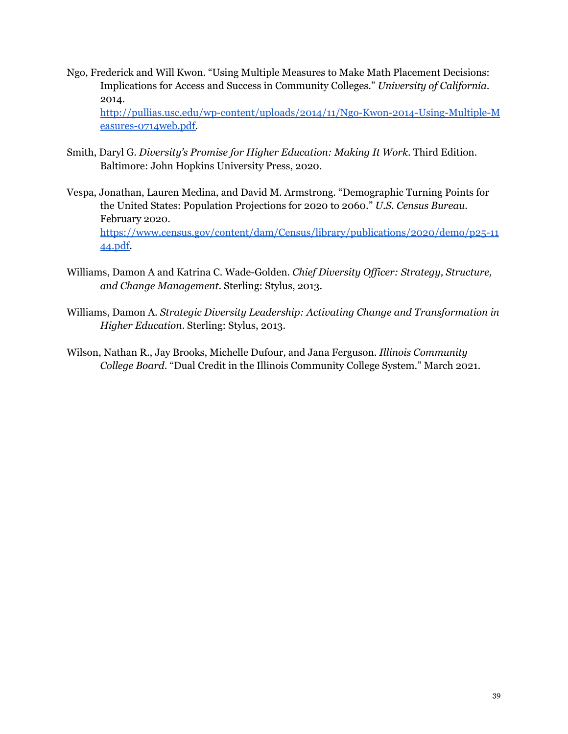Ngo, Frederick and Will Kwon. "Using Multiple Measures to Make Math Placement Decisions: Implications for Access and Success in Community Colleges." *University of California*. 2014. http://pullias.usc.edu/wp-content/uploads/2014/11/Ngo-Kwon-2014-Using-Multiple-Measures-0714web.pdf.

Smith, Daryl G. *Diversity's Promise for Higher Education: Making It Work*. Third Edition. Baltimore: John Hopkins University Press, 2020.

Vespa, Jonathan, Lauren Medina, and David M. Armstrong. "Demographic Turning Points for the United States: Population Projections for 2020 to 2060." *U.S. Census Bureau*. February 2020. https://www.census.gov/content/dam/Census/library/publications/2020/demo/p25-1144.pdf.

Williams, Damon A and Katrina C. Wade-Golden. *Chief Diversity Officer: Strategy, Structure, and Change Management*. Sterling: Stylus, 2013.

Williams, Damon A. *Strategic Diversity Leadership: Activating Change and Transformation in Higher Education*. Sterling: Stylus, 2013.

Wilson, Nathan R., Jay Brooks, Michelle Dufour, and Jana Ferguson. *Illinois Community College Board*. "Dual Credit in the Illinois Community College System." March 2021.